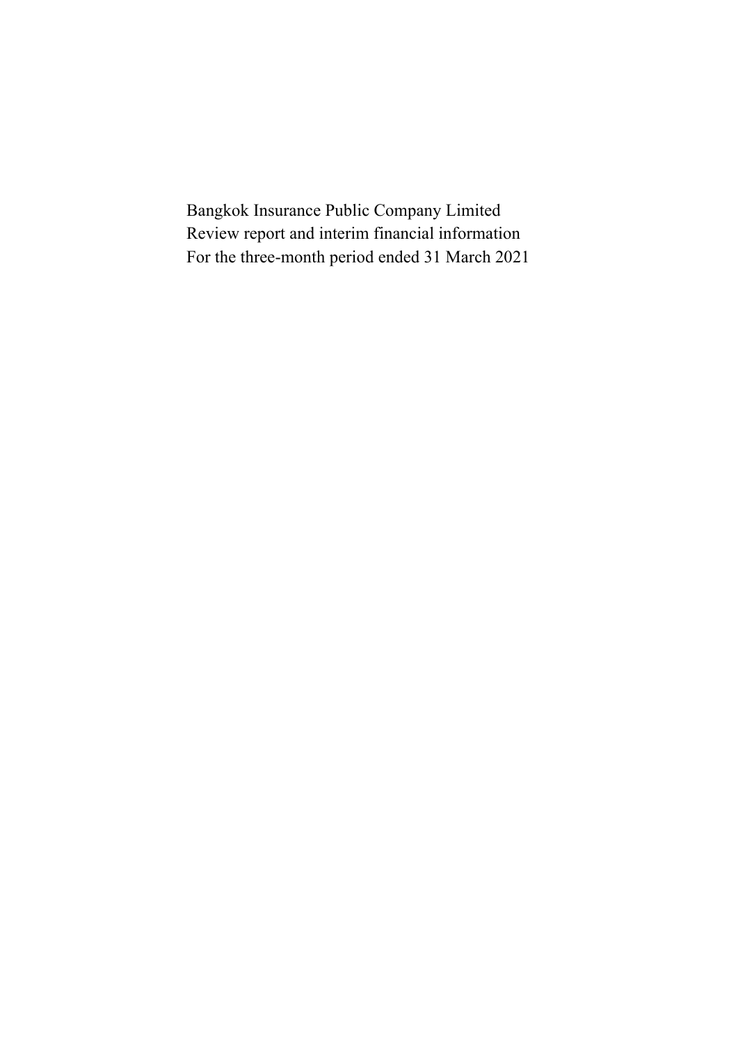Bangkok Insurance Public Company Limited

Review report and interim financial information

For the three-month period ended 31 March 2021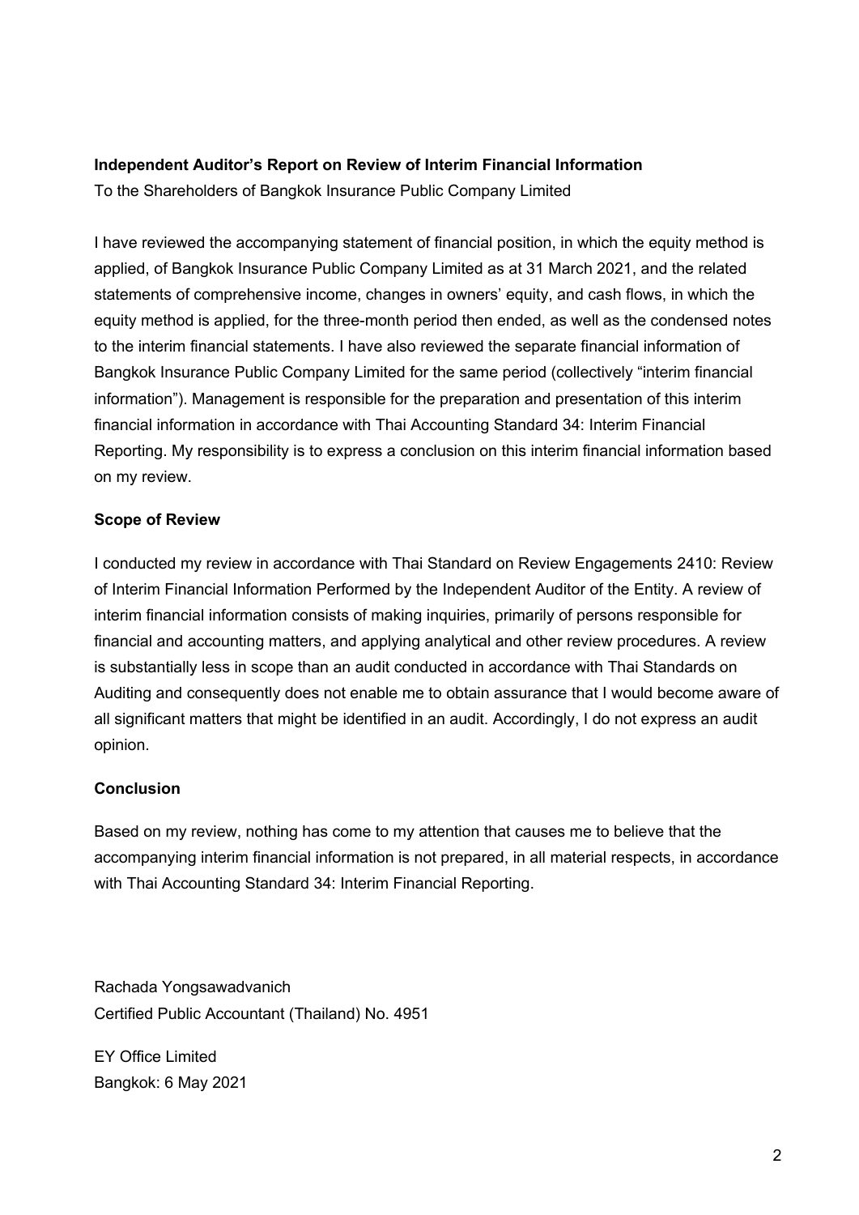**Independent Auditor's Report on Review of Interim Financial Information**

To the Shareholders of Bangkok Insurance Public Company Limited

I have reviewed the accompanying statement of financial position, in which the equity method is applied, of Bangkok Insurance Public Company Limited as at 31 March 2021, and the related statements of comprehensive income, changes in owners' equity, and cash flows, in which the equity method is applied, for the three-month period then ended, as well as the condensed notes to the interim financial statements. I have also reviewed the separate financial information of Bangkok Insurance Public Company Limited for the same period (collectively "interim financial information"). Management is responsible for the preparation and presentation of this interim financial information in accordance with Thai Accounting Standard 34: Interim Financial Reporting. My responsibility is to express a conclusion on this interim financial information based on my review.

**Scope of Review**

I conducted my review in accordance with Thai Standard on Review Engagements 2410: Review of Interim Financial Information Performed by the Independent Auditor of the Entity. A review of interim financial information consists of making inquiries, primarily of persons responsible for financial and accounting matters, and applying analytical and other review procedures. A review is substantially less in scope than an audit conducted in accordance with Thai Standards on Auditing and consequently does not enable me to obtain assurance that I would become aware of all significant matters that might be identified in an audit. Accordingly, I do not express an audit opinion.

**Conclusion**

Based on my review, nothing has come to my attention that causes me to believe that the accompanying interim financial information is not prepared, in all material respects, in accordance with Thai Accounting Standard 34: Interim Financial Reporting.

Rachada Yongsawadvanich
Certified Public Accountant (Thailand) No. 4951

EY Office Limited
Bangkok: 6 May 2021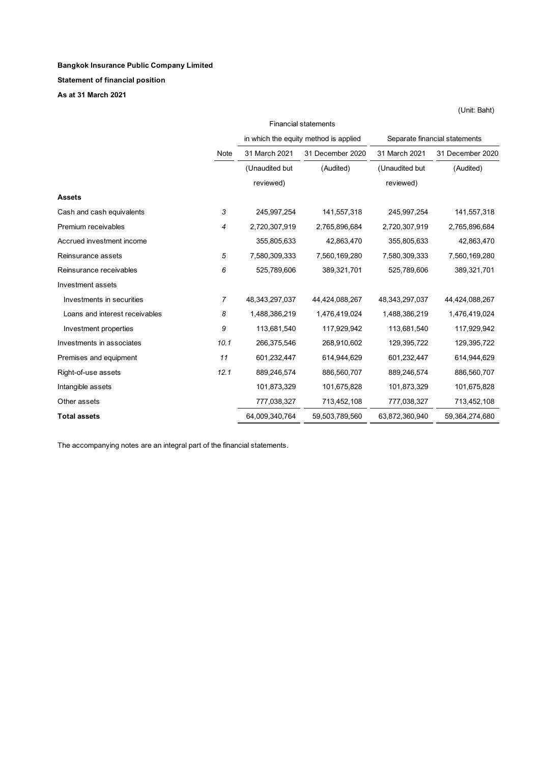**Bangkok Insurance Public Company Limited**

**Statement of financial position**

**As at 31 March 2021**

(Unit: Baht)

| | | Financial statements in which the equity method is applied | | Separate financial statements | |
|---|---|---|---|---|---|
| | Note | 31 March 2021 | 31 December 2020 | 31 March 2021 | 31 December 2020 |
| | | (Unaudited but reviewed) | (Audited) | (Unaudited but reviewed) | (Audited) |
| **Assets** | | | | | |
| Cash and cash equivalents | 3 | 245,997,254 | 141,557,318 | 245,997,254 | 141,557,318 |
| Premium receivables | 4 | 2,720,307,919 | 2,765,896,684 | 2,720,307,919 | 2,765,896,684 |
| Accrued investment income | | 355,805,633 | 42,863,470 | 355,805,633 | 42,863,470 |
| Reinsurance assets | 5 | 7,580,309,333 | 7,560,169,280 | 7,580,309,333 | 7,560,169,280 |
| Reinsurance receivables | 6 | 525,789,606 | 389,321,701 | 525,789,606 | 389,321,701 |
| Investment assets | | | | | |
| Investments in securities | 7 | 48,343,297,037 | 44,424,088,267 | 48,343,297,037 | 44,424,088,267 |
| Loans and interest receivables | 8 | 1,488,386,219 | 1,476,419,024 | 1,488,386,219 | 1,476,419,024 |
| Investment properties | 9 | 113,681,540 | 117,929,942 | 113,681,540 | 117,929,942 |
| Investments in associates | 10.1 | 266,375,546 | 268,910,602 | 129,395,722 | 129,395,722 |
| Premises and equipment | 11 | 601,232,447 | 614,944,629 | 601,232,447 | 614,944,629 |
| Right-of-use assets | 12.1 | 889,246,574 | 886,560,707 | 889,246,574 | 886,560,707 |
| Intangible assets | | 101,873,329 | 101,675,828 | 101,873,329 | 101,675,828 |
| Other assets | | 777,038,327 | 713,452,108 | 777,038,327 | 713,452,108 |
| **Total assets** | | 64,009,340,764 | 59,503,789,560 | 63,872,360,940 | 59,364,274,680 |

The accompanying notes are an integral part of the financial statements.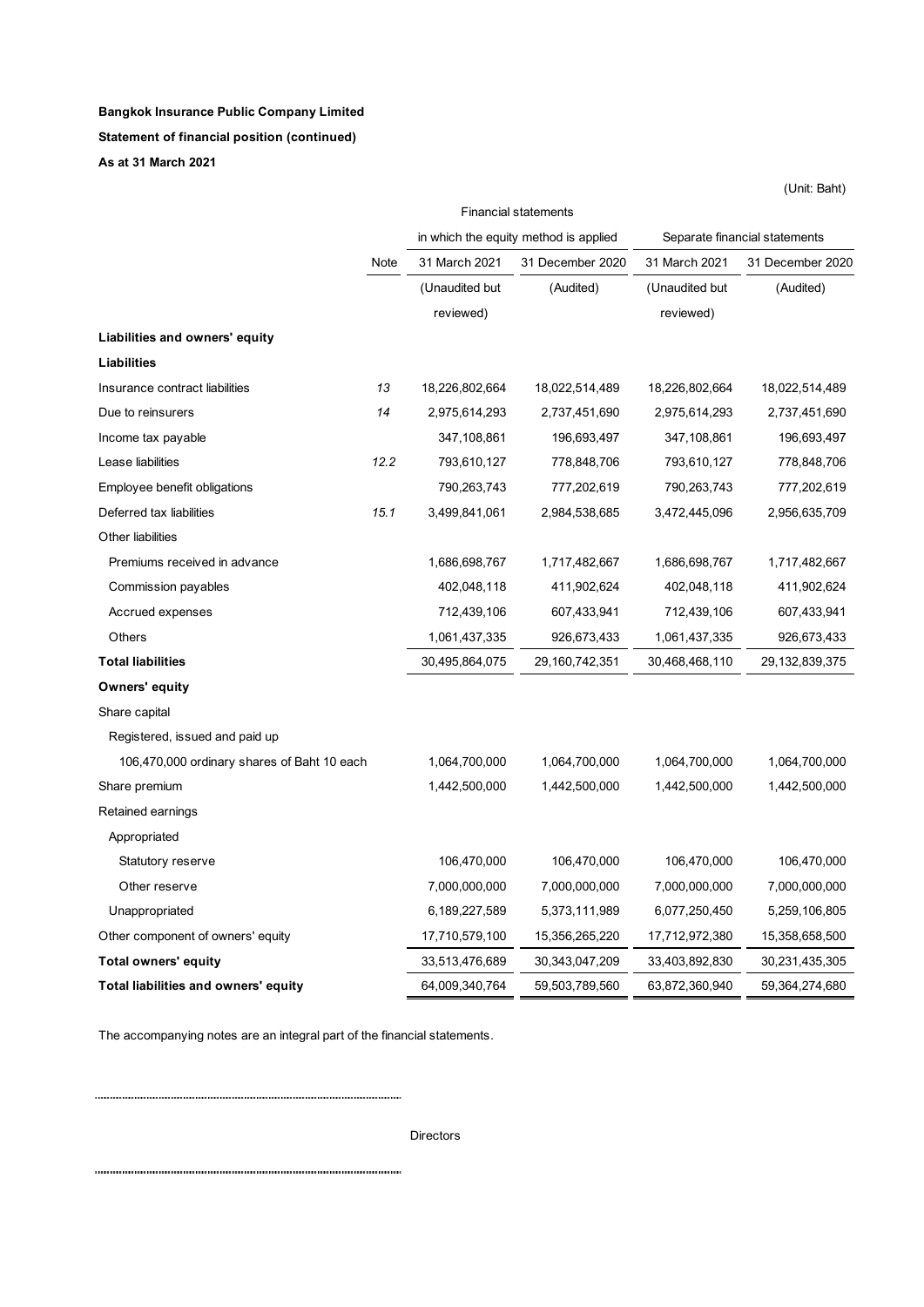**Bangkok Insurance Public Company Limited**

**Statement of financial position (continued)**

**As at 31 March 2021**

(Unit: Baht)

| | Note | Financial statements in which the equity method is applied | | Separate financial statements | |
|---|---|---|---|---|---|
| | | 31 March 2021 | 31 December 2020 | 31 March 2021 | 31 December 2020 |
| | | (Unaudited but reviewed) | (Audited) | (Unaudited but reviewed) | (Audited) |
| **Liabilities and owners' equity** | | | | | |
| **Liabilities** | | | | | |
| Insurance contract liabilities | 13 | 18,226,802,664 | 18,022,514,489 | 18,226,802,664 | 18,022,514,489 |
| Due to reinsurers | 14 | 2,975,614,293 | 2,737,451,690 | 2,975,614,293 | 2,737,451,690 |
| Income tax payable | | 347,108,861 | 196,693,497 | 347,108,861 | 196,693,497 |
| Lease liabilities | 12.2 | 793,610,127 | 778,848,706 | 793,610,127 | 778,848,706 |
| Employee benefit obligations | | 790,263,743 | 777,202,619 | 790,263,743 | 777,202,619 |
| Deferred tax liabilities | 15.1 | 3,499,841,061 | 2,984,538,685 | 3,472,445,096 | 2,956,635,709 |
| Other liabilities | | | | | |
| Premiums received in advance | | 1,686,698,767 | 1,717,482,667 | 1,686,698,767 | 1,717,482,667 |
| Commission payables | | 402,048,118 | 411,902,624 | 402,048,118 | 411,902,624 |
| Accrued expenses | | 712,439,106 | 607,433,941 | 712,439,106 | 607,433,941 |
| Others | | 1,061,437,335 | 926,673,433 | 1,061,437,335 | 926,673,433 |
| **Total liabilities** | | 30,495,864,075 | 29,160,742,351 | 30,468,468,110 | 29,132,839,375 |
| **Owners' equity** | | | | | |
| Share capital | | | | | |
| Registered, issued and paid up | | | | | |
| 106,470,000 ordinary shares of Baht 10 each | | 1,064,700,000 | 1,064,700,000 | 1,064,700,000 | 1,064,700,000 |
| Share premium | | 1,442,500,000 | 1,442,500,000 | 1,442,500,000 | 1,442,500,000 |
| Retained earnings | | | | | |
| Appropriated | | | | | |
| Statutory reserve | | 106,470,000 | 106,470,000 | 106,470,000 | 106,470,000 |
| Other reserve | | 7,000,000,000 | 7,000,000,000 | 7,000,000,000 | 7,000,000,000 |
| Unappropriated | | 6,189,227,589 | 5,373,111,989 | 6,077,250,450 | 5,259,106,805 |
| Other component of owners' equity | | 17,710,579,100 | 15,356,265,220 | 17,712,972,380 | 15,358,658,500 |
| **Total owners' equity** | | 33,513,476,689 | 30,343,047,209 | 33,403,892,830 | 30,231,435,305 |
| **Total liabilities and owners' equity** | | 64,009,340,764 | 59,503,789,560 | 63,872,360,940 | 59,364,274,680 |

The accompanying notes are an integral part of the financial statements.

.......................................................................................................

Directors

.......................................................................................................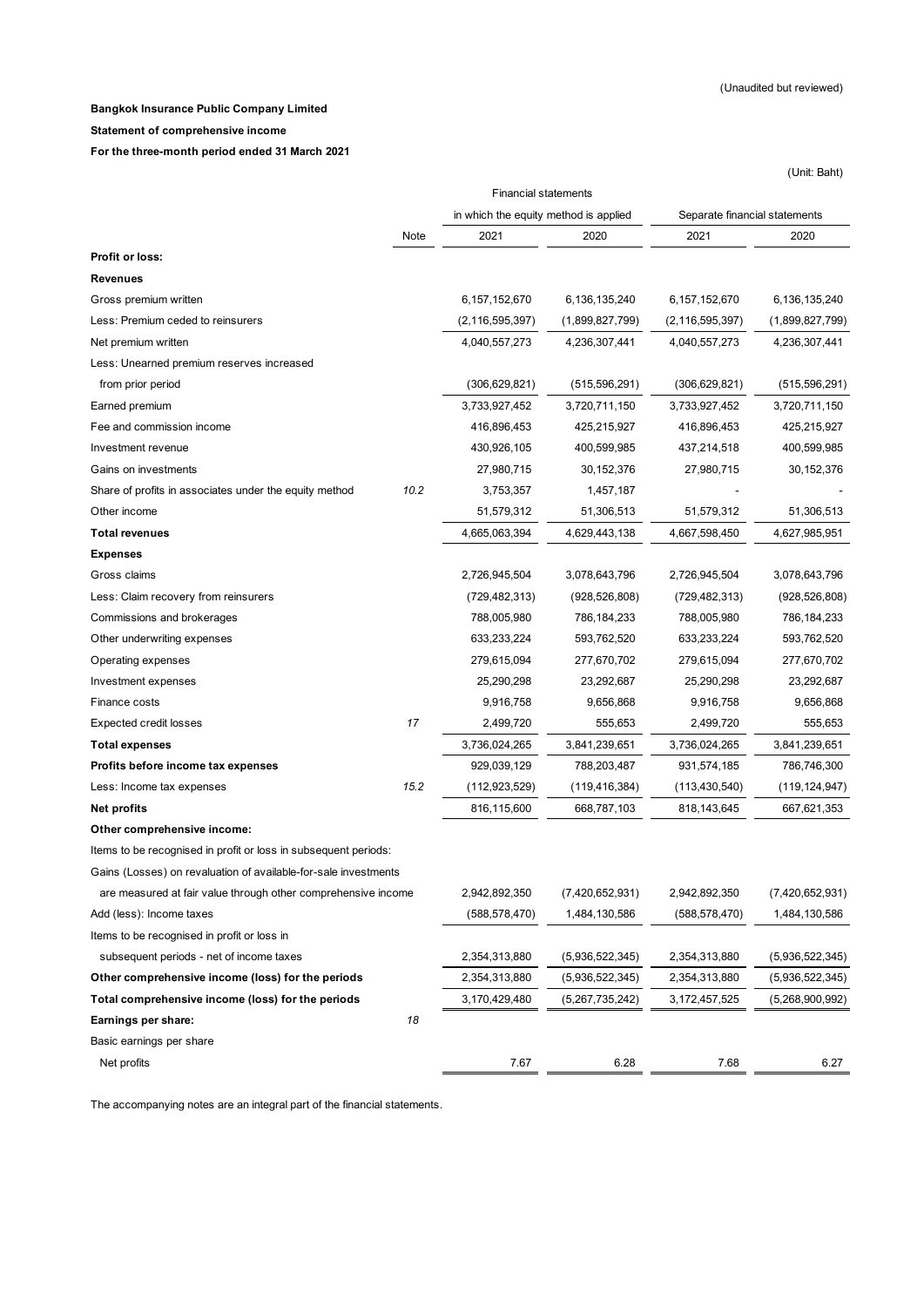(Unaudited but reviewed)

**Bangkok Insurance Public Company Limited**

**Statement of comprehensive income**

**For the three-month period ended 31 March 2021**

(Unit: Baht)

| | Note | Financial statements in which the equity method is applied | | Separate financial statements | |
|---|---|---|---|---|---|
| | | 2021 | 2020 | 2021 | 2020 |
| **Profit or loss:** | | | | | |
| **Revenues** | | | | | |
| Gross premium written | | 6,157,152,670 | 6,136,135,240 | 6,157,152,670 | 6,136,135,240 |
| Less: Premium ceded to reinsurers | | (2,116,595,397) | (1,899,827,799) | (2,116,595,397) | (1,899,827,799) |
| Net premium written | | 4,040,557,273 | 4,236,307,441 | 4,040,557,273 | 4,236,307,441 |
| Less: Unearned premium reserves increased from prior period | | (306,629,821) | (515,596,291) | (306,629,821) | (515,596,291) |
| Earned premium | | 3,733,927,452 | 3,720,711,150 | 3,733,927,452 | 3,720,711,150 |
| Fee and commission income | | 416,896,453 | 425,215,927 | 416,896,453 | 425,215,927 |
| Investment revenue | | 430,926,105 | 400,599,985 | 437,214,518 | 400,599,985 |
| Gains on investments | | 27,980,715 | 30,152,376 | 27,980,715 | 30,152,376 |
| Share of profits in associates under the equity method | 10.2 | 3,753,357 | 1,457,187 | - | - |
| Other income | | 51,579,312 | 51,306,513 | 51,579,312 | 51,306,513 |
| **Total revenues** | | 4,665,063,394 | 4,629,443,138 | 4,667,598,450 | 4,627,985,951 |
| **Expenses** | | | | | |
| Gross claims | | 2,726,945,504 | 3,078,643,796 | 2,726,945,504 | 3,078,643,796 |
| Less: Claim recovery from reinsurers | | (729,482,313) | (928,526,808) | (729,482,313) | (928,526,808) |
| Commissions and brokerages | | 788,005,980 | 786,184,233 | 788,005,980 | 786,184,233 |
| Other underwriting expenses | | 633,233,224 | 593,762,520 | 633,233,224 | 593,762,520 |
| Operating expenses | | 279,615,094 | 277,670,702 | 279,615,094 | 277,670,702 |
| Investment expenses | | 25,290,298 | 23,292,687 | 25,290,298 | 23,292,687 |
| Finance costs | | 9,916,758 | 9,656,868 | 9,916,758 | 9,656,868 |
| Expected credit losses | 17 | 2,499,720 | 555,653 | 2,499,720 | 555,653 |
| **Total expenses** | | 3,736,024,265 | 3,841,239,651 | 3,736,024,265 | 3,841,239,651 |
| **Profits before income tax expenses** | | 929,039,129 | 788,203,487 | 931,574,185 | 786,746,300 |
| Less: Income tax expenses | 15.2 | (112,923,529) | (119,416,384) | (113,430,540) | (119,124,947) |
| **Net profits** | | 816,115,600 | 668,787,103 | 818,143,645 | 667,621,353 |
| **Other comprehensive income:** | | | | | |
| Items to be recognised in profit or loss in subsequent periods: | | | | | |
| Gains (Losses) on revaluation of available-for-sale investments are measured at fair value through other comprehensive income | | 2,942,892,350 | (7,420,652,931) | 2,942,892,350 | (7,420,652,931) |
| Add (less): Income taxes | | (588,578,470) | 1,484,130,586 | (588,578,470) | 1,484,130,586 |
| Items to be recognised in profit or loss in subsequent periods - net of income taxes | | 2,354,313,880 | (5,936,522,345) | 2,354,313,880 | (5,936,522,345) |
| **Other comprehensive income (loss) for the periods** | | 2,354,313,880 | (5,936,522,345) | 2,354,313,880 | (5,936,522,345) |
| **Total comprehensive income (loss) for the periods** | | 3,170,429,480 | (5,267,735,242) | 3,172,457,525 | (5,268,900,992) |
| **Earnings per share:** | 18 | | | | |
| Basic earnings per share | | | | | |
| Net profits | | 7.67 | 6.28 | 7.68 | 6.27 |

The accompanying notes are an integral part of the financial statements.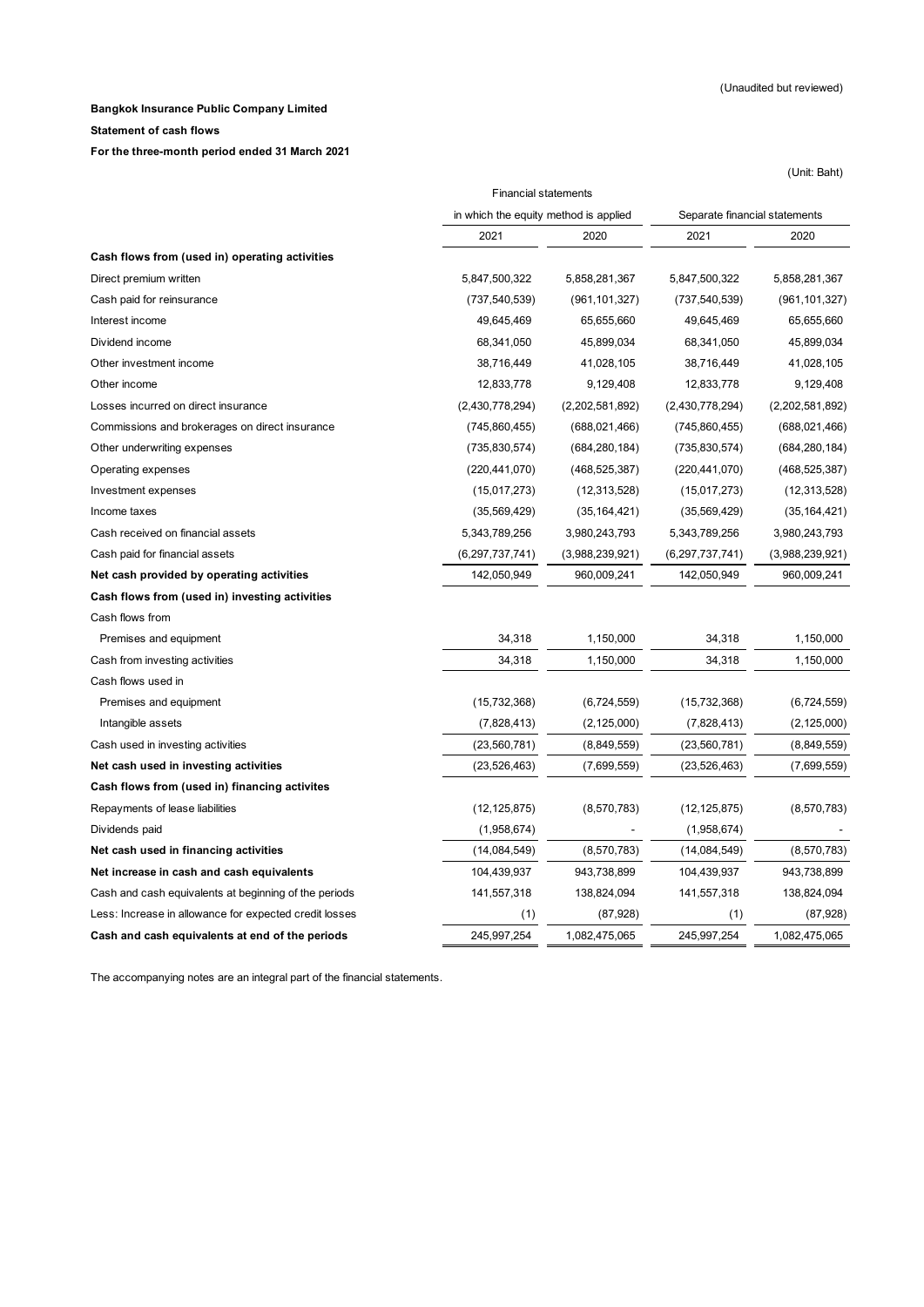(Unaudited but reviewed)

**Bangkok Insurance Public Company Limited**

**Statement of cash flows**

**For the three-month period ended 31 March 2021**

(Unit: Baht)

| | Financial statements in which the equity method is applied | | Separate financial statements | |
|---|---|---|---|---|
| | 2021 | 2020 | 2021 | 2020 |
| **Cash flows from (used in) operating activities** | | | | |
| Direct premium written | 5,847,500,322 | 5,858,281,367 | 5,847,500,322 | 5,858,281,367 |
| Cash paid for reinsurance | (737,540,539) | (961,101,327) | (737,540,539) | (961,101,327) |
| Interest income | 49,645,469 | 65,655,660 | 49,645,469 | 65,655,660 |
| Dividend income | 68,341,050 | 45,899,034 | 68,341,050 | 45,899,034 |
| Other investment income | 38,716,449 | 41,028,105 | 38,716,449 | 41,028,105 |
| Other income | 12,833,778 | 9,129,408 | 12,833,778 | 9,129,408 |
| Losses incurred on direct insurance | (2,430,778,294) | (2,202,581,892) | (2,430,778,294) | (2,202,581,892) |
| Commissions and brokerages on direct insurance | (745,860,455) | (688,021,466) | (745,860,455) | (688,021,466) |
| Other underwriting expenses | (735,830,574) | (684,280,184) | (735,830,574) | (684,280,184) |
| Operating expenses | (220,441,070) | (468,525,387) | (220,441,070) | (468,525,387) |
| Investment expenses | (15,017,273) | (12,313,528) | (15,017,273) | (12,313,528) |
| Income taxes | (35,569,429) | (35,164,421) | (35,569,429) | (35,164,421) |
| Cash received on financial assets | 5,343,789,256 | 3,980,243,793 | 5,343,789,256 | 3,980,243,793 |
| Cash paid for financial assets | (6,297,737,741) | (3,988,239,921) | (6,297,737,741) | (3,988,239,921) |
| **Net cash provided by operating activities** | 142,050,949 | 960,009,241 | 142,050,949 | 960,009,241 |
| **Cash flows from (used in) investing activities** | | | | |
| Cash flows from | | | | |
| Premises and equipment | 34,318 | 1,150,000 | 34,318 | 1,150,000 |
| Cash from investing activities | 34,318 | 1,150,000 | 34,318 | 1,150,000 |
| Cash flows used in | | | | |
| Premises and equipment | (15,732,368) | (6,724,559) | (15,732,368) | (6,724,559) |
| Intangible assets | (7,828,413) | (2,125,000) | (7,828,413) | (2,125,000) |
| Cash used in investing activities | (23,560,781) | (8,849,559) | (23,560,781) | (8,849,559) |
| **Net cash used in investing activities** | (23,526,463) | (7,699,559) | (23,526,463) | (7,699,559) |
| **Cash flows from (used in) financing activites** | | | | |
| Repayments of lease liabilities | (12,125,875) | (8,570,783) | (12,125,875) | (8,570,783) |
| Dividends paid | (1,958,674) | - | (1,958,674) | - |
| **Net cash used in financing activities** | (14,084,549) | (8,570,783) | (14,084,549) | (8,570,783) |
| **Net increase in cash and cash equivalents** | 104,439,937 | 943,738,899 | 104,439,937 | 943,738,899 |
| Cash and cash equivalents at beginning of the periods | 141,557,318 | 138,824,094 | 141,557,318 | 138,824,094 |
| Less: Increase in allowance for expected credit losses | (1) | (87,928) | (1) | (87,928) |
| **Cash and cash equivalents at end of the periods** | 245,997,254 | 1,082,475,065 | 245,997,254 | 1,082,475,065 |

The accompanying notes are an integral part of the financial statements.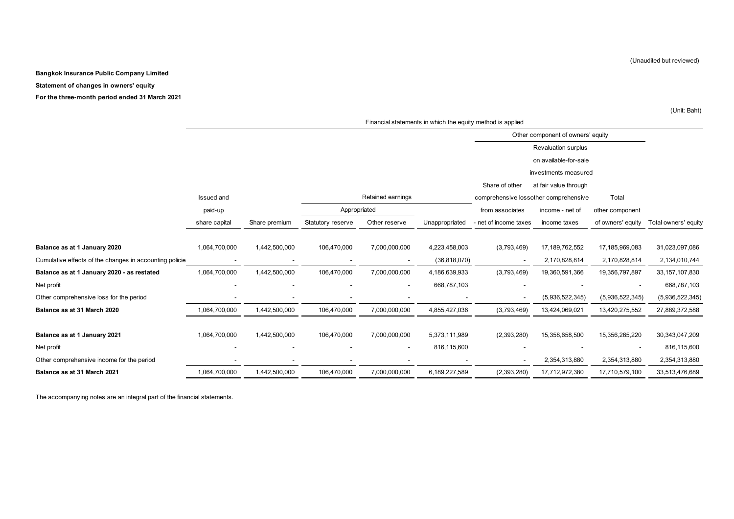(Unaudited but reviewed)

**Bangkok Insurance Public Company Limited**

**Statement of changes in owners' equity**

**For the three-month period ended 31 March 2021**

(Unit: Baht)

| | Financial statements in which the equity method is applied | | | | | | | | |
|---|---|---|---|---|---|---|---|---|---|
| | | | | | | Other component of owners' equity | | | |
| | Issued and paid-up share capital | Share premium | Retained earnings | | | Share of other comprehensive loss from associates - net of income taxes | Revaluation surplus on available-for-sale investments measured at fair value through other comprehensive income - net of income taxes | Total other component of owners' equity | Total owners' equity |
| | | | Appropriated | | Unappropriated | | | | |
| | | | Statutory reserve | Other reserve | | | | | |
| **Balance as at 1 January 2020** | 1,064,700,000 | 1,442,500,000 | 106,470,000 | 7,000,000,000 | 4,223,458,003 | (3,793,469) | 17,189,762,552 | 17,185,969,083 | 31,023,097,086 |
| Cumulative effects of the changes in accounting policie | - | - | - | - | (36,818,070) | - | 2,170,828,814 | 2,170,828,814 | 2,134,010,744 |
| **Balance as at 1 January 2020 - as restated** | 1,064,700,000 | 1,442,500,000 | 106,470,000 | 7,000,000,000 | 4,186,639,933 | (3,793,469) | 19,360,591,366 | 19,356,797,897 | 33,157,107,830 |
| Net profit | - | - | - | - | 668,787,103 | - | - | - | 668,787,103 |
| Other comprehensive loss for the period | - | - | - | - | - | - | (5,936,522,345) | (5,936,522,345) | (5,936,522,345) |
| **Balance as at 31 March 2020** | 1,064,700,000 | 1,442,500,000 | 106,470,000 | 7,000,000,000 | 4,855,427,036 | (3,793,469) | 13,424,069,021 | 13,420,275,552 | 27,889,372,588 |
| | | | | | | | | | |
| **Balance as at 1 January 2021** | 1,064,700,000 | 1,442,500,000 | 106,470,000 | 7,000,000,000 | 5,373,111,989 | (2,393,280) | 15,358,658,500 | 15,356,265,220 | 30,343,047,209 |
| Net profit | - | - | - | - | 816,115,600 | - | - | - | 816,115,600 |
| Other comprehensive income for the period | - | - | - | - | - | - | 2,354,313,880 | 2,354,313,880 | 2,354,313,880 |
| **Balance as at 31 March 2021** | 1,064,700,000 | 1,442,500,000 | 106,470,000 | 7,000,000,000 | 6,189,227,589 | (2,393,280) | 17,712,972,380 | 17,710,579,100 | 33,513,476,689 |

The accompanying notes are an integral part of the financial statements.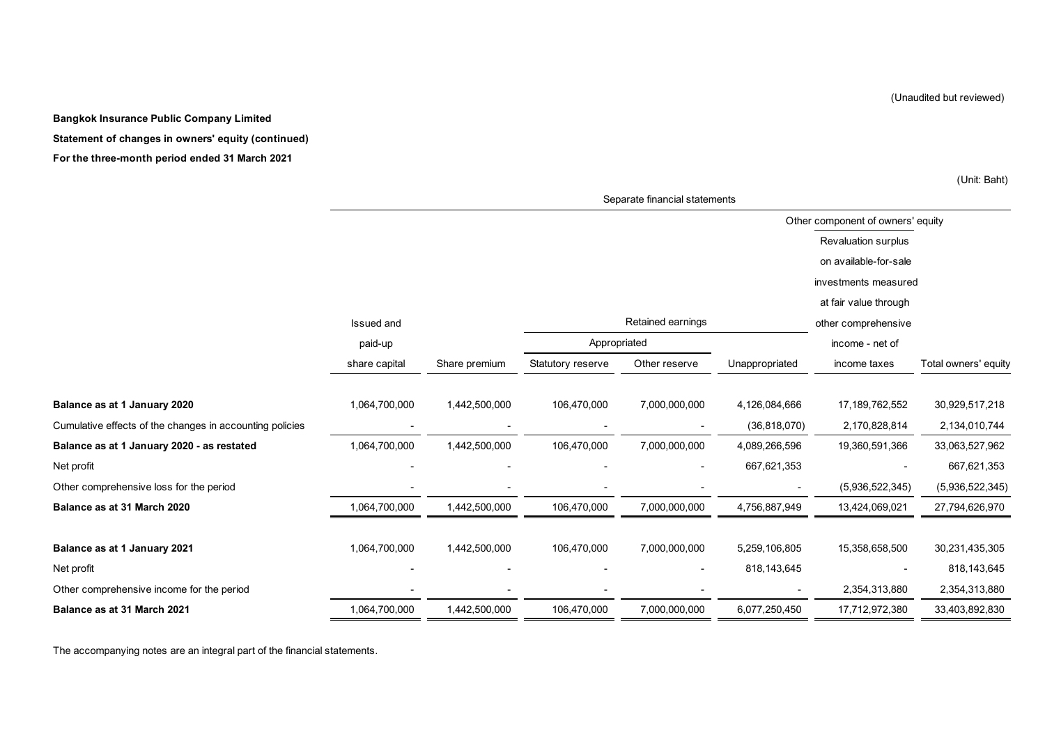(Unaudited but reviewed)

**Bangkok Insurance Public Company Limited**

**Statement of changes in owners' equity (continued)**

**For the three-month period ended 31 March 2021**

(Unit: Baht)

| | Separate financial statements | | | | | | |
|---|---|---|---|---|---|---|---|
| | | | | | | Other component of owners' equity | |
| | Issued and paid-up share capital | Share premium | Retained earnings | | | Revaluation surplus on available-for-sale investments measured at fair value through other comprehensive income - net of income taxes | Total owners' equity |
| | | | Appropriated | | Unappropriated | | |
| | | | Statutory reserve | Other reserve | | | |
| **Balance as at 1 January 2020** | 1,064,700,000 | 1,442,500,000 | 106,470,000 | 7,000,000,000 | 4,126,084,666 | 17,189,762,552 | 30,929,517,218 |
| Cumulative effects of the changes in accounting policies | - | - | - | - | (36,818,070) | 2,170,828,814 | 2,134,010,744 |
| **Balance as at 1 January 2020 - as restated** | 1,064,700,000 | 1,442,500,000 | 106,470,000 | 7,000,000,000 | 4,089,266,596 | 19,360,591,366 | 33,063,527,962 |
| Net profit | - | - | - | - | 667,621,353 | - | 667,621,353 |
| Other comprehensive loss for the period | - | - | - | - | - | (5,936,522,345) | (5,936,522,345) |
| **Balance as at 31 March 2020** | 1,064,700,000 | 1,442,500,000 | 106,470,000 | 7,000,000,000 | 4,756,887,949 | 13,424,069,021 | 27,794,626,970 |
| | | | | | | | |
| **Balance as at 1 January 2021** | 1,064,700,000 | 1,442,500,000 | 106,470,000 | 7,000,000,000 | 5,259,106,805 | 15,358,658,500 | 30,231,435,305 |
| Net profit | - | - | - | - | 818,143,645 | - | 818,143,645 |
| Other comprehensive income for the period | - | - | - | - | - | 2,354,313,880 | 2,354,313,880 |
| **Balance as at 31 March 2021** | 1,064,700,000 | 1,442,500,000 | 106,470,000 | 7,000,000,000 | 6,077,250,450 | 17,712,972,380 | 33,403,892,830 |

The accompanying notes are an integral part of the financial statements.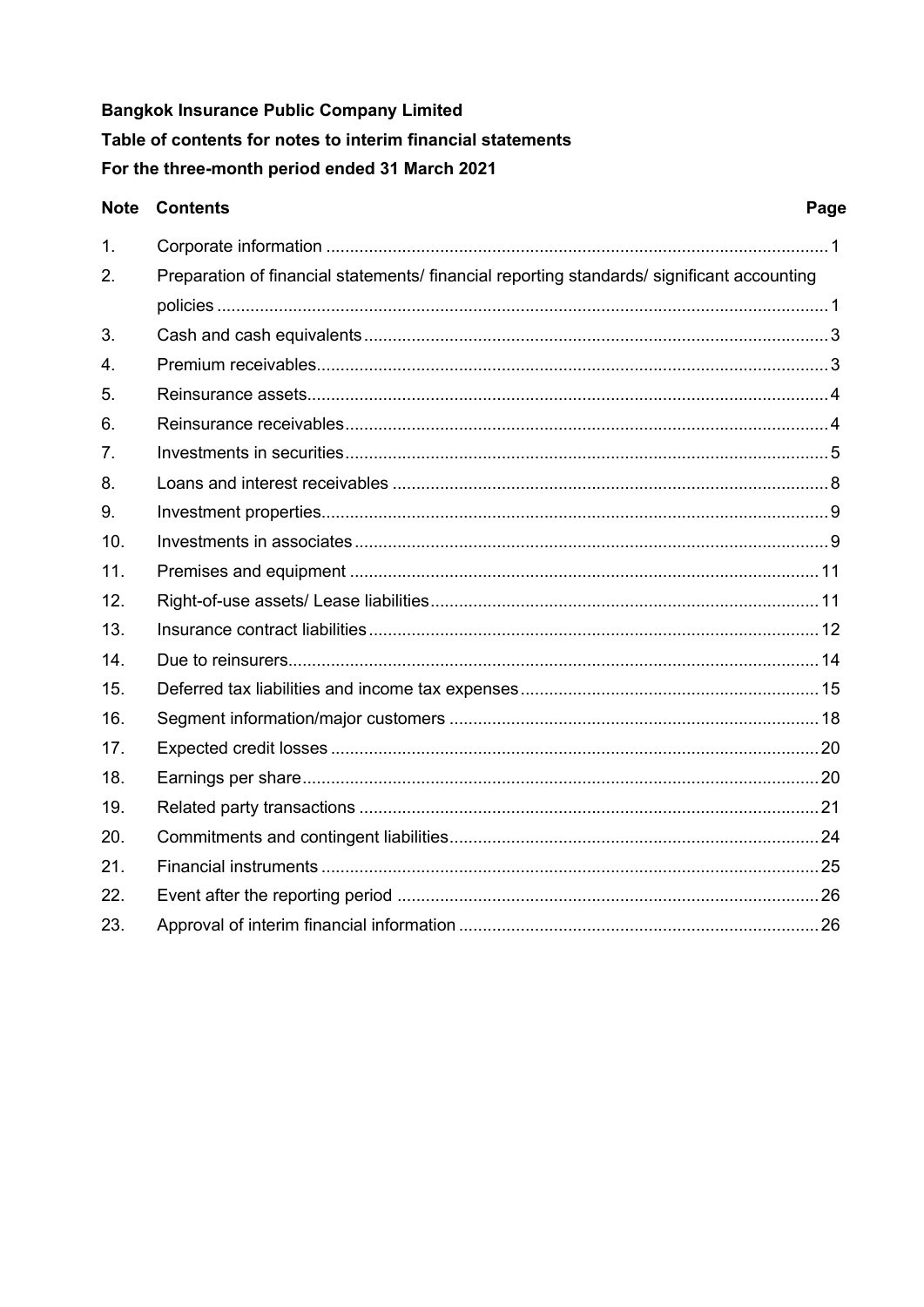**Bangkok Insurance Public Company Limited**

**Table of contents for notes to interim financial statements**

**For the three-month period ended 31 March 2021**

| Note | Contents | Page |
|---|---|---|
| 1. | Corporate information | 1 |
| 2. | Preparation of financial statements/ financial reporting standards/ significant accounting policies | 1 |
| 3. | Cash and cash equivalents | 3 |
| 4. | Premium receivables | 3 |
| 5. | Reinsurance assets | 4 |
| 6. | Reinsurance receivables | 4 |
| 7. | Investments in securities | 5 |
| 8. | Loans and interest receivables | 8 |
| 9. | Investment properties | 9 |
| 10. | Investments in associates | 9 |
| 11. | Premises and equipment | 11 |
| 12. | Right-of-use assets/ Lease liabilities | 11 |
| 13. | Insurance contract liabilities | 12 |
| 14. | Due to reinsurers | 14 |
| 15. | Deferred tax liabilities and income tax expenses | 15 |
| 16. | Segment information/major customers | 18 |
| 17. | Expected credit losses | 20 |
| 18. | Earnings per share | 20 |
| 19. | Related party transactions | 21 |
| 20. | Commitments and contingent liabilities | 24 |
| 21. | Financial instruments | 25 |
| 22. | Event after the reporting period | 26 |
| 23. | Approval of interim financial information | 26 |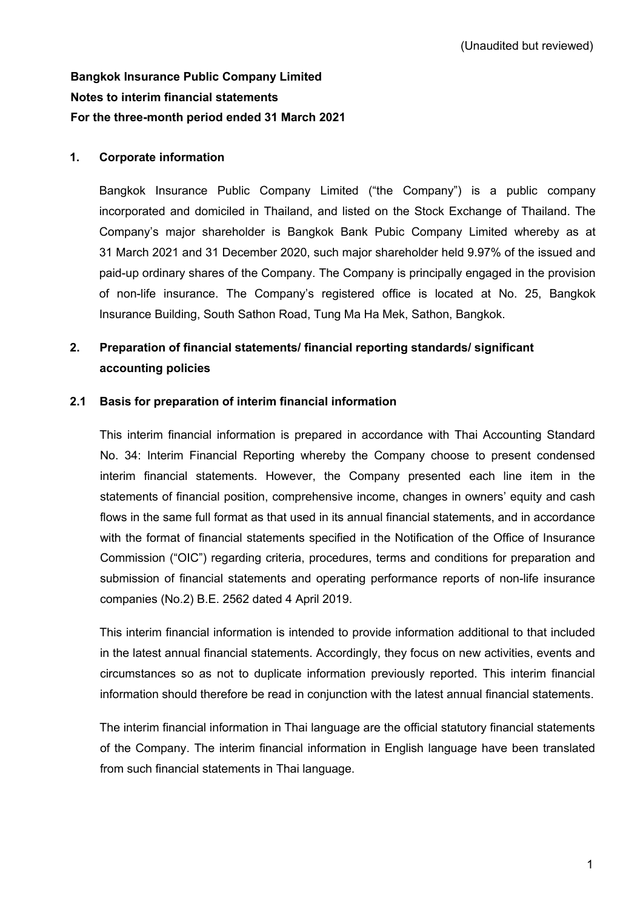(Unaudited but reviewed)

**Bangkok Insurance Public Company Limited**
**Notes to interim financial statements**
**For the three-month period ended 31 March 2021**

## 1. Corporate information

Bangkok Insurance Public Company Limited ("the Company") is a public company incorporated and domiciled in Thailand, and listed on the Stock Exchange of Thailand. The Company's major shareholder is Bangkok Bank Pubic Company Limited whereby as at 31 March 2021 and 31 December 2020, such major shareholder held 9.97% of the issued and paid-up ordinary shares of the Company. The Company is principally engaged in the provision of non-life insurance. The Company's registered office is located at No. 25, Bangkok Insurance Building, South Sathon Road, Tung Ma Ha Mek, Sathon, Bangkok.

## 2. Preparation of financial statements/ financial reporting standards/ significant accounting policies

### 2.1 Basis for preparation of interim financial information

This interim financial information is prepared in accordance with Thai Accounting Standard No. 34: Interim Financial Reporting whereby the Company choose to present condensed interim financial statements. However, the Company presented each line item in the statements of financial position, comprehensive income, changes in owners' equity and cash flows in the same full format as that used in its annual financial statements, and in accordance with the format of financial statements specified in the Notification of the Office of Insurance Commission ("OIC") regarding criteria, procedures, terms and conditions for preparation and submission of financial statements and operating performance reports of non-life insurance companies (No.2) B.E. 2562 dated 4 April 2019.

This interim financial information is intended to provide information additional to that included in the latest annual financial statements. Accordingly, they focus on new activities, events and circumstances so as not to duplicate information previously reported. This interim financial information should therefore be read in conjunction with the latest annual financial statements.

The interim financial information in Thai language are the official statutory financial statements of the Company. The interim financial information in English language have been translated from such financial statements in Thai language.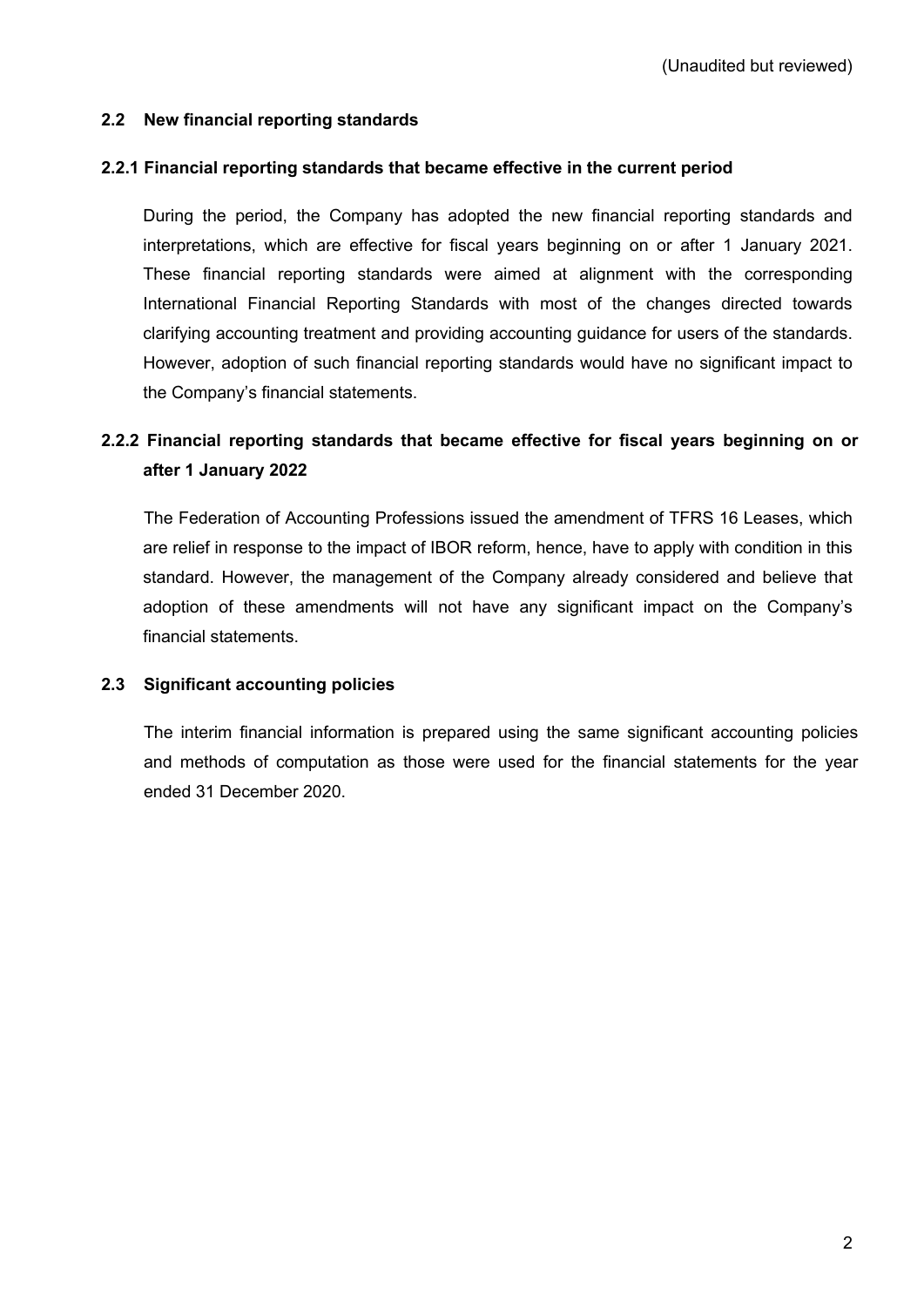(Unaudited but reviewed)

## 2.2 New financial reporting standards

### 2.2.1 Financial reporting standards that became effective in the current period

During the period, the Company has adopted the new financial reporting standards and interpretations, which are effective for fiscal years beginning on or after 1 January 2021. These financial reporting standards were aimed at alignment with the corresponding International Financial Reporting Standards with most of the changes directed towards clarifying accounting treatment and providing accounting guidance for users of the standards. However, adoption of such financial reporting standards would have no significant impact to the Company's financial statements.

### 2.2.2 Financial reporting standards that became effective for fiscal years beginning on or after 1 January 2022

The Federation of Accounting Professions issued the amendment of TFRS 16 Leases, which are relief in response to the impact of IBOR reform, hence, have to apply with condition in this standard. However, the management of the Company already considered and believe that adoption of these amendments will not have any significant impact on the Company's financial statements.

## 2.3 Significant accounting policies

The interim financial information is prepared using the same significant accounting policies and methods of computation as those were used for the financial statements for the year ended 31 December 2020.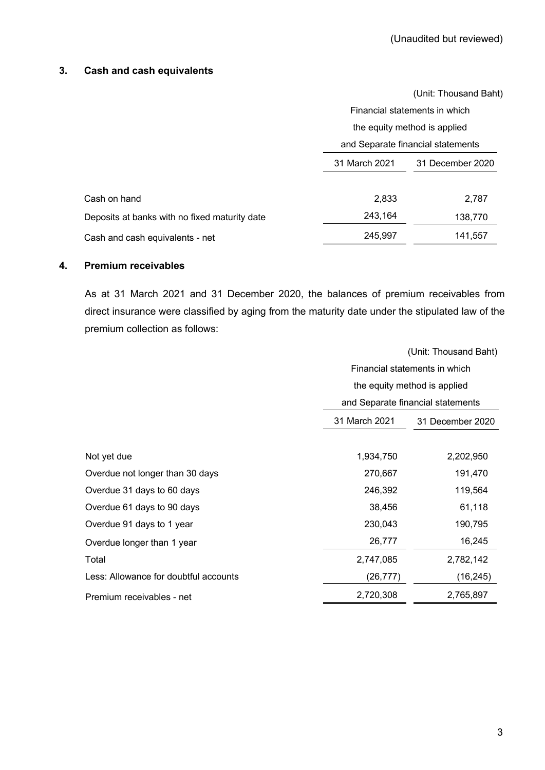(Unaudited but reviewed)

## 3. Cash and cash equivalents

(Unit: Thousand Baht)

| | Financial statements in which the equity method is applied and Separate financial statements | |
|---|---|---|
| | 31 March 2021 | 31 December 2020 |
| Cash on hand | 2,833 | 2,787 |
| Deposits at banks with no fixed maturity date | 243,164 | 138,770 |
| Cash and cash equivalents - net | 245,997 | 141,557 |

## 4. Premium receivables

As at 31 March 2021 and 31 December 2020, the balances of premium receivables from direct insurance were classified by aging from the maturity date under the stipulated law of the premium collection as follows:

(Unit: Thousand Baht)

| | Financial statements in which the equity method is applied and Separate financial statements | |
|---|---|---|
| | 31 March 2021 | 31 December 2020 |
| Not yet due | 1,934,750 | 2,202,950 |
| Overdue not longer than 30 days | 270,667 | 191,470 |
| Overdue 31 days to 60 days | 246,392 | 119,564 |
| Overdue 61 days to 90 days | 38,456 | 61,118 |
| Overdue 91 days to 1 year | 230,043 | 190,795 |
| Overdue longer than 1 year | 26,777 | 16,245 |
| Total | 2,747,085 | 2,782,142 |
| Less: Allowance for doubtful accounts | (26,777) | (16,245) |
| Premium receivables - net | 2,720,308 | 2,765,897 |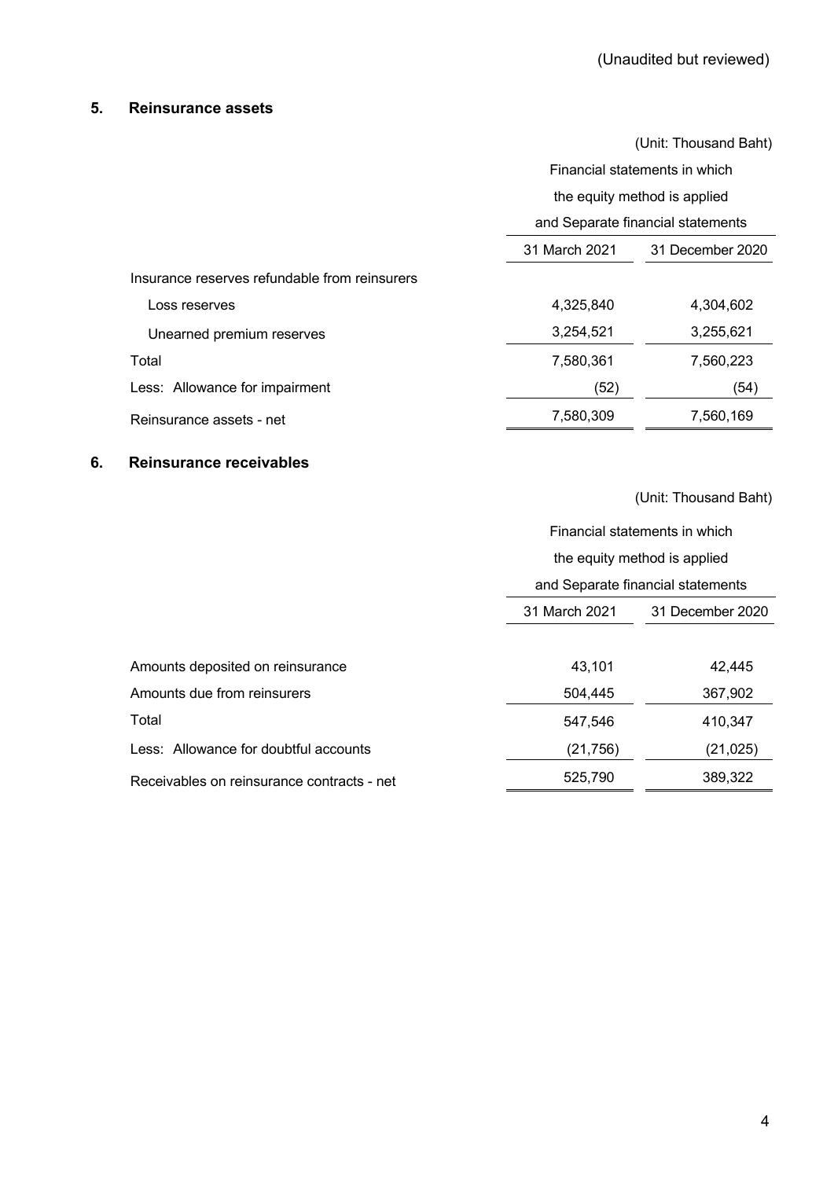(Unaudited but reviewed)

## 5. Reinsurance assets

(Unit: Thousand Baht)

| | Financial statements in which the equity method is applied and Separate financial statements | |
|---|---|---|
| | 31 March 2021 | 31 December 2020 |
| Insurance reserves refundable from reinsurers | | |
| Loss reserves | 4,325,840 | 4,304,602 |
| Unearned premium reserves | 3,254,521 | 3,255,621 |
| Total | 7,580,361 | 7,560,223 |
| Less: Allowance for impairment | (52) | (54) |
| Reinsurance assets - net | 7,580,309 | 7,560,169 |

## 6. Reinsurance receivables

(Unit: Thousand Baht)

| | Financial statements in which the equity method is applied and Separate financial statements | |
|---|---|---|
| | 31 March 2021 | 31 December 2020 |
| Amounts deposited on reinsurance | 43,101 | 42,445 |
| Amounts due from reinsurers | 504,445 | 367,902 |
| Total | 547,546 | 410,347 |
| Less: Allowance for doubtful accounts | (21,756) | (21,025) |
| Receivables on reinsurance contracts - net | 525,790 | 389,322 |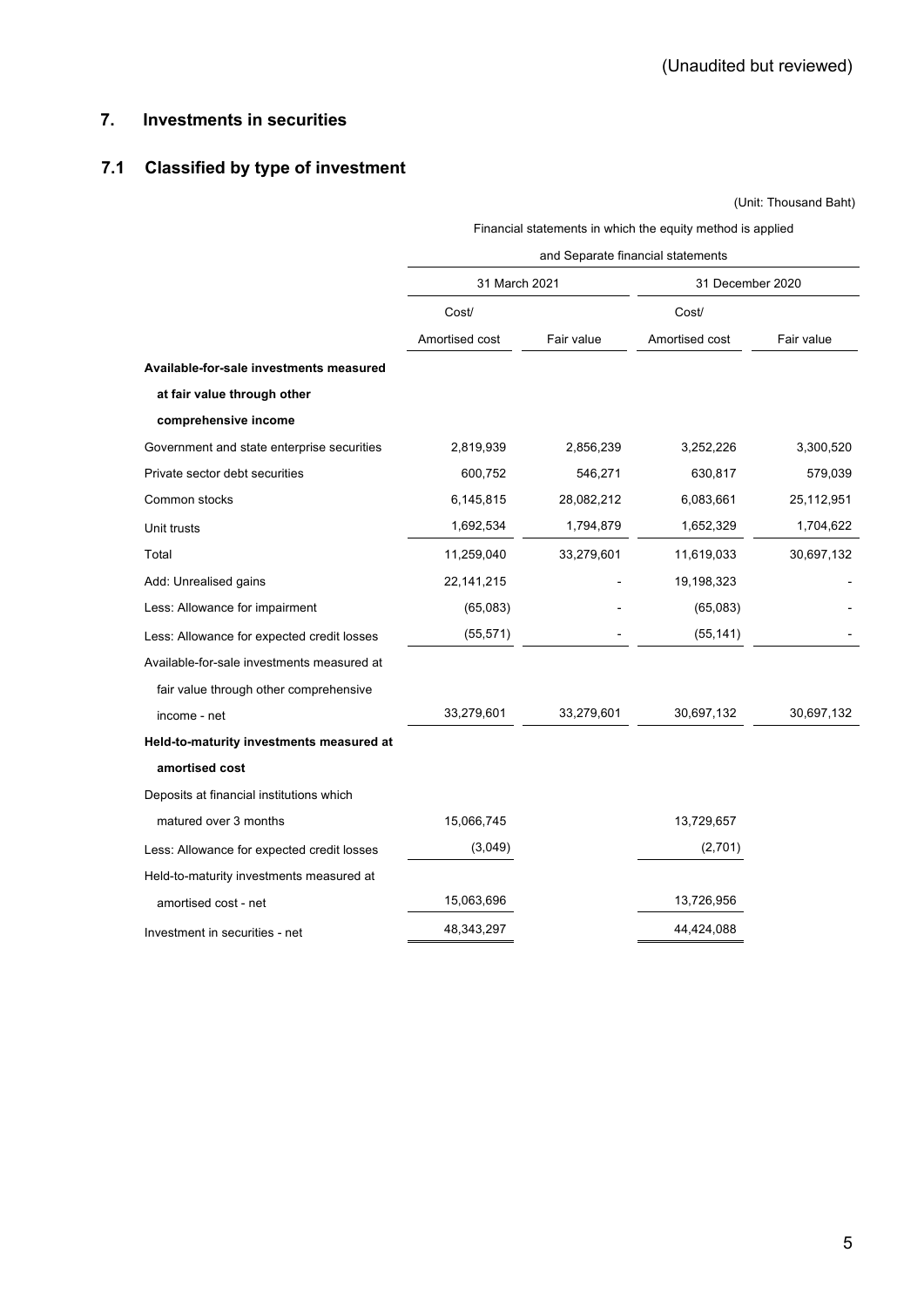(Unaudited but reviewed)

## 7. Investments in securities

### 7.1 Classified by type of investment

(Unit: Thousand Baht)

| | Financial statements in which the equity method is applied and Separate financial statements | | | |
|---|---|---|---|---|
| | 31 March 2021 | | 31 December 2020 | |
| | Cost/ Amortised cost | Fair value | Cost/ Amortised cost | Fair value |
| **Available-for-sale investments measured at fair value through other comprehensive income** | | | | |
| Government and state enterprise securities | 2,819,939 | 2,856,239 | 3,252,226 | 3,300,520 |
| Private sector debt securities | 600,752 | 546,271 | 630,817 | 579,039 |
| Common stocks | 6,145,815 | 28,082,212 | 6,083,661 | 25,112,951 |
| Unit trusts | 1,692,534 | 1,794,879 | 1,652,329 | 1,704,622 |
| Total | 11,259,040 | 33,279,601 | 11,619,033 | 30,697,132 |
| Add: Unrealised gains | 22,141,215 | - | 19,198,323 | - |
| Less: Allowance for impairment | (65,083) | - | (65,083) | - |
| Less: Allowance for expected credit losses | (55,571) | - | (55,141) | - |
| Available-for-sale investments measured at fair value through other comprehensive income - net | 33,279,601 | 33,279,601 | 30,697,132 | 30,697,132 |
| **Held-to-maturity investments measured at amortised cost** | | | | |
| Deposits at financial institutions which matured over 3 months | 15,066,745 | | 13,729,657 | |
| Less: Allowance for expected credit losses | (3,049) | | (2,701) | |
| Held-to-maturity investments measured at amortised cost - net | 15,063,696 | | 13,726,956 | |
| Investment in securities - net | 48,343,297 | | 44,424,088 | |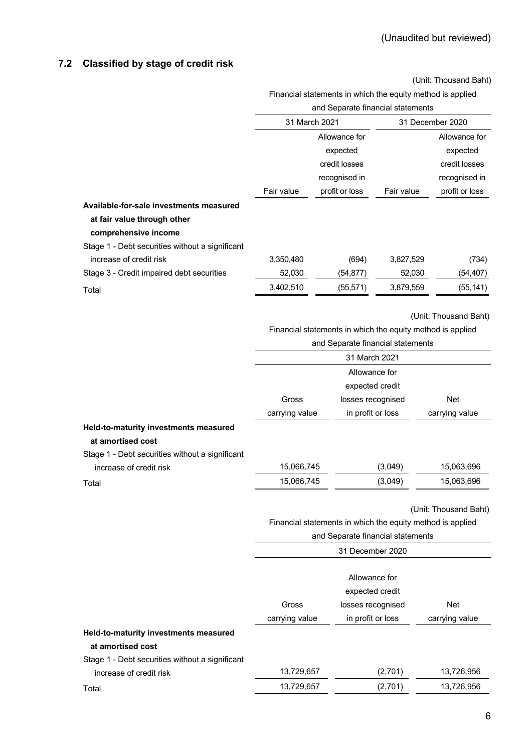(Unaudited but reviewed)

## 7.2 Classified by stage of credit risk

(Unit: Thousand Baht)

| | Financial statements in which the equity method is applied and Separate financial statements | | | |
|---|---|---|---|---|
| | 31 March 2021 | | 31 December 2020 | |
| | Fair value | Allowance for expected credit losses recognised in profit or loss | Fair value | Allowance for expected credit losses recognised in profit or loss |
| **Available-for-sale investments measured at fair value through other comprehensive income** | | | | |
| Stage 1 - Debt securities without a significant increase of credit risk | 3,350,480 | (694) | 3,827,529 | (734) |
| Stage 3 - Credit impaired debt securities | 52,030 | (54,877) | 52,030 | (54,407) |
| Total | 3,402,510 | (55,571) | 3,879,559 | (55,141) |

(Unit: Thousand Baht)

| | Financial statements in which the equity method is applied and Separate financial statements | | |
|---|---|---|---|
| | 31 March 2021 | | |
| | Gross carrying value | Allowance for expected credit losses recognised in profit or loss | Net carrying value |
| **Held-to-maturity investments measured at amortised cost** | | | |
| Stage 1 - Debt securities without a significant increase of credit risk | 15,066,745 | (3,049) | 15,063,696 |
| Total | 15,066,745 | (3,049) | 15,063,696 |

(Unit: Thousand Baht)

| | Financial statements in which the equity method is applied and Separate financial statements | | |
|---|---|---|---|
| | 31 December 2020 | | |
| | Gross carrying value | Allowance for expected credit losses recognised in profit or loss | Net carrying value |
| **Held-to-maturity investments measured at amortised cost** | | | |
| Stage 1 - Debt securities without a significant increase of credit risk | 13,729,657 | (2,701) | 13,726,956 |
| Total | 13,729,657 | (2,701) | 13,726,956 |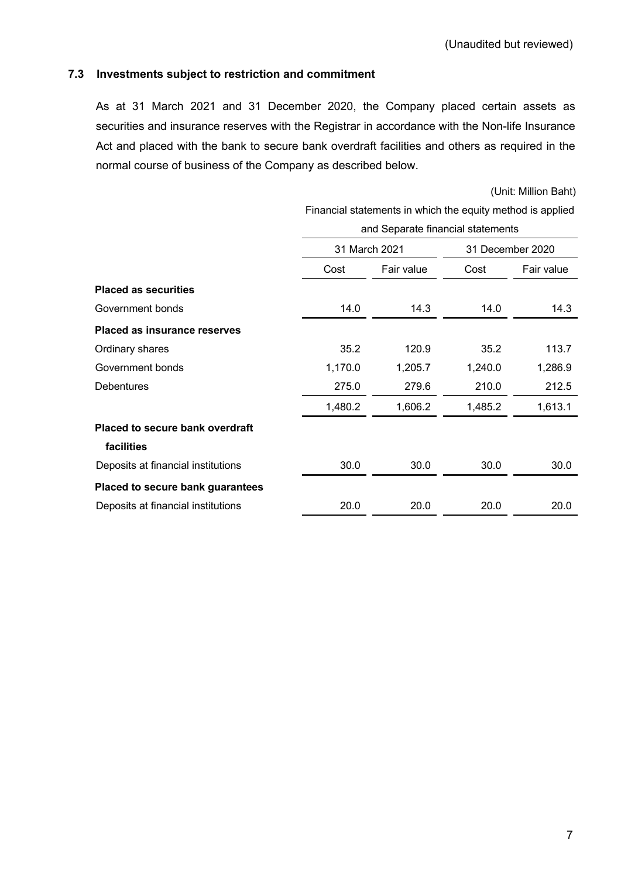(Unaudited but reviewed)

### 7.3 Investments subject to restriction and commitment

As at 31 March 2021 and 31 December 2020, the Company placed certain assets as securities and insurance reserves with the Registrar in accordance with the Non-life Insurance Act and placed with the bank to secure bank overdraft facilities and others as required in the normal course of business of the Company as described below.

(Unit: Million Baht)

| | Financial statements in which the equity method is applied and Separate financial statements | | | |
|---|---|---|---|---|
| | 31 March 2021 | | 31 December 2020 | |
| | Cost | Fair value | Cost | Fair value |
| **Placed as securities** | | | | |
| Government bonds | 14.0 | 14.3 | 14.0 | 14.3 |
| **Placed as insurance reserves** | | | | |
| Ordinary shares | 35.2 | 120.9 | 35.2 | 113.7 |
| Government bonds | 1,170.0 | 1,205.7 | 1,240.0 | 1,286.9 |
| Debentures | 275.0 | 279.6 | 210.0 | 212.5 |
| | 1,480.2 | 1,606.2 | 1,485.2 | 1,613.1 |
| **Placed to secure bank overdraft facilities** | | | | |
| Deposits at financial institutions | 30.0 | 30.0 | 30.0 | 30.0 |
| **Placed to secure bank guarantees** | | | | |
| Deposits at financial institutions | 20.0 | 20.0 | 20.0 | 20.0 |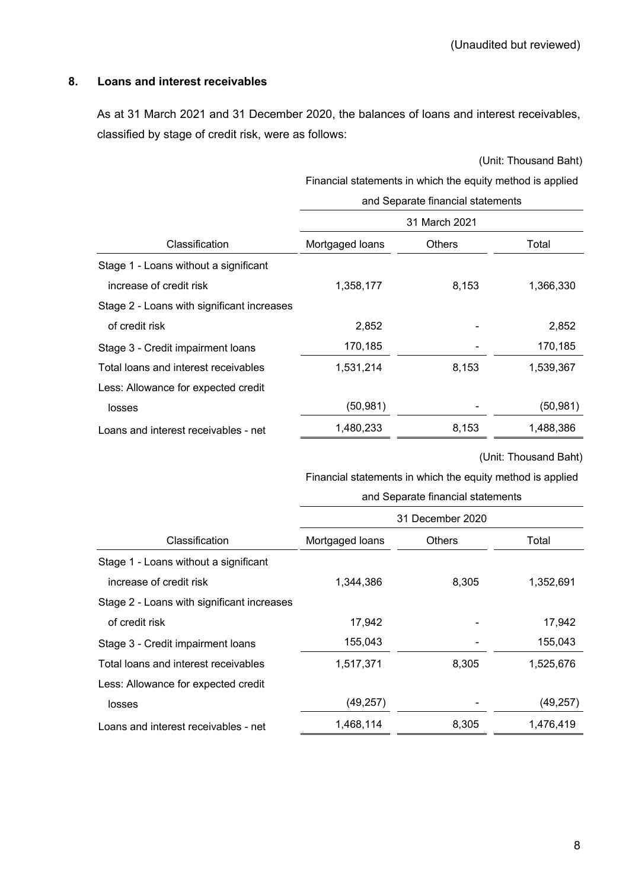(Unaudited but reviewed)

## 8. Loans and interest receivables

As at 31 March 2021 and 31 December 2020, the balances of loans and interest receivables, classified by stage of credit risk, were as follows:

(Unit: Thousand Baht)

| | Financial statements in which the equity method is applied and Separate financial statements | | |
|---|---|---|---|
| | 31 March 2021 | | |
| Classification | Mortgaged loans | Others | Total |
| Stage 1 - Loans without a significant increase of credit risk | 1,358,177 | 8,153 | 1,366,330 |
| Stage 2 - Loans with significant increases of credit risk | 2,852 | - | 2,852 |
| Stage 3 - Credit impairment loans | 170,185 | - | 170,185 |
| Total loans and interest receivables | 1,531,214 | 8,153 | 1,539,367 |
| Less: Allowance for expected credit losses | (50,981) | - | (50,981) |
| Loans and interest receivables - net | 1,480,233 | 8,153 | 1,488,386 |

(Unit: Thousand Baht)

| | Financial statements in which the equity method is applied and Separate financial statements | | |
|---|---|---|---|
| | 31 December 2020 | | |
| Classification | Mortgaged loans | Others | Total |
| Stage 1 - Loans without a significant increase of credit risk | 1,344,386 | 8,305 | 1,352,691 |
| Stage 2 - Loans with significant increases of credit risk | 17,942 | - | 17,942 |
| Stage 3 - Credit impairment loans | 155,043 | - | 155,043 |
| Total loans and interest receivables | 1,517,371 | 8,305 | 1,525,676 |
| Less: Allowance for expected credit losses | (49,257) | - | (49,257) |
| Loans and interest receivables - net | 1,468,114 | 8,305 | 1,476,419 |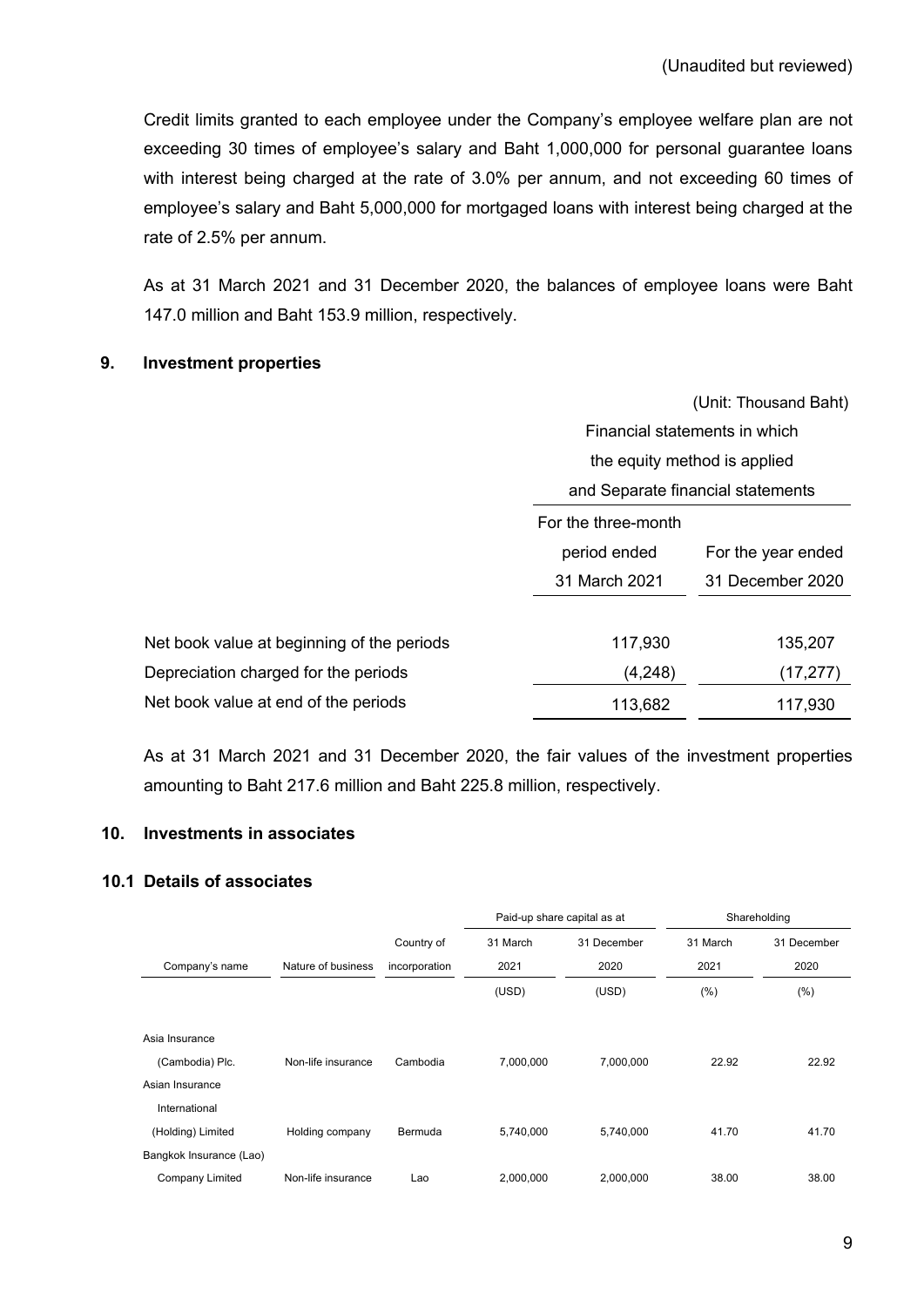(Unaudited but reviewed)

Credit limits granted to each employee under the Company's employee welfare plan are not exceeding 30 times of employee's salary and Baht 1,000,000 for personal guarantee loans with interest being charged at the rate of 3.0% per annum, and not exceeding 60 times of employee's salary and Baht 5,000,000 for mortgaged loans with interest being charged at the rate of 2.5% per annum.

As at 31 March 2021 and 31 December 2020, the balances of employee loans were Baht 147.0 million and Baht 153.9 million, respectively.

## 9. Investment properties

(Unit: Thousand Baht)

| | Financial statements in which the equity method is applied and Separate financial statements | |
|---|---|---|
| | For the three-month period ended 31 March 2021 | For the year ended 31 December 2020 |
| Net book value at beginning of the periods | 117,930 | 135,207 |
| Depreciation charged for the periods | (4,248) | (17,277) |
| Net book value at end of the periods | 113,682 | 117,930 |

As at 31 March 2021 and 31 December 2020, the fair values of the investment properties amounting to Baht 217.6 million and Baht 225.8 million, respectively.

## 10. Investments in associates

### 10.1 Details of associates

| Company's name | Nature of business | Country of incorporation | Paid-up share capital as at | | Shareholding | |
|---|---|---|---|---|---|---|
| | | | 31 March 2021 | 31 December 2020 | 31 March 2021 | 31 December 2020 |
| | | | (USD) | (USD) | (%) | (%) |
| Asia Insurance (Cambodia) Plc. | Non-life insurance | Cambodia | 7,000,000 | 7,000,000 | 22.92 | 22.92 |
| Asian Insurance International (Holding) Limited | Holding company | Bermuda | 5,740,000 | 5,740,000 | 41.70 | 41.70 |
| Bangkok Insurance (Lao) Company Limited | Non-life insurance | Lao | 2,000,000 | 2,000,000 | 38.00 | 38.00 |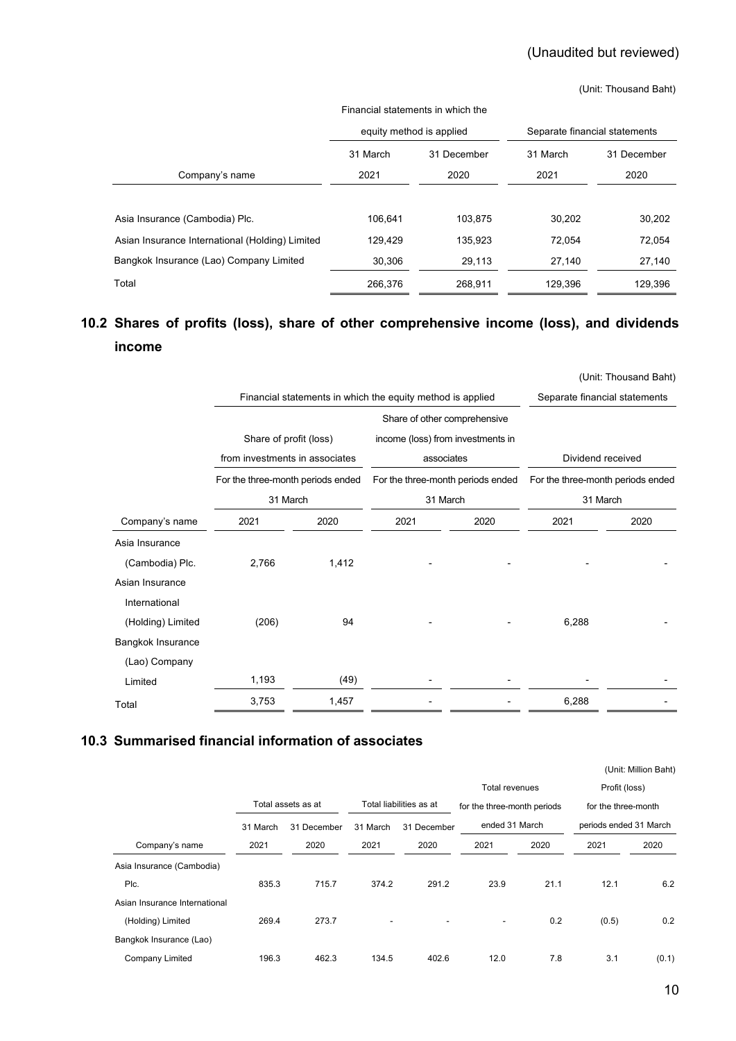(Unaudited but reviewed)

(Unit: Thousand Baht)

| Company's name | Financial statements in which the equity method is applied | | Separate financial statements | |
|---|---|---|---|---|
| | 31 March 2021 | 31 December 2020 | 31 March 2021 | 31 December 2020 |
| Asia Insurance (Cambodia) Plc. | 106,641 | 103,875 | 30,202 | 30,202 |
| Asian Insurance International (Holding) Limited | 129,429 | 135,923 | 72,054 | 72,054 |
| Bangkok Insurance (Lao) Company Limited | 30,306 | 29,113 | 27,140 | 27,140 |
| Total | 266,376 | 268,911 | 129,396 | 129,396 |

## 10.2 Shares of profits (loss), share of other comprehensive income (loss), and dividends income

(Unit: Thousand Baht)

| Company's name | Financial statements in which the equity method is applied | | | | Separate financial statements | |
|---|---|---|---|---|---|---|
| | Share of profit (loss) from investments in associates | | Share of other comprehensive income (loss) from investments in associates | | Dividend received | |
| | For the three-month periods ended 31 March | | For the three-month periods ended 31 March | | For the three-month periods ended 31 March | |
| | 2021 | 2020 | 2021 | 2020 | 2021 | 2020 |
| Asia Insurance (Cambodia) Plc. | 2,766 | 1,412 | - | - | - | - |
| Asian Insurance International (Holding) Limited | (206) | 94 | - | - | 6,288 | - |
| Bangkok Insurance (Lao) Company Limited | 1,193 | (49) | - | - | - | - |
| Total | 3,753 | 1,457 | - | - | 6,288 | - |

## 10.3 Summarised financial information of associates

(Unit: Million Baht)

| Company's name | Total assets as at | | Total liabilities as at | | Total revenues for the three-month periods ended 31 March | | Profit (loss) for the three-month periods ended 31 March | |
|---|---|---|---|---|---|---|---|---|
| | 31 March 2021 | 31 December 2020 | 31 March 2021 | 31 December 2020 | 2021 | 2020 | 2021 | 2020 |
| Asia Insurance (Cambodia) Plc. | 835.3 | 715.7 | 374.2 | 291.2 | 23.9 | 21.1 | 12.1 | 6.2 |
| Asian Insurance International (Holding) Limited | 269.4 | 273.7 | - | - | - | 0.2 | (0.5) | 0.2 |
| Bangkok Insurance (Lao) Company Limited | 196.3 | 462.3 | 134.5 | 402.6 | 12.0 | 7.8 | 3.1 | (0.1) |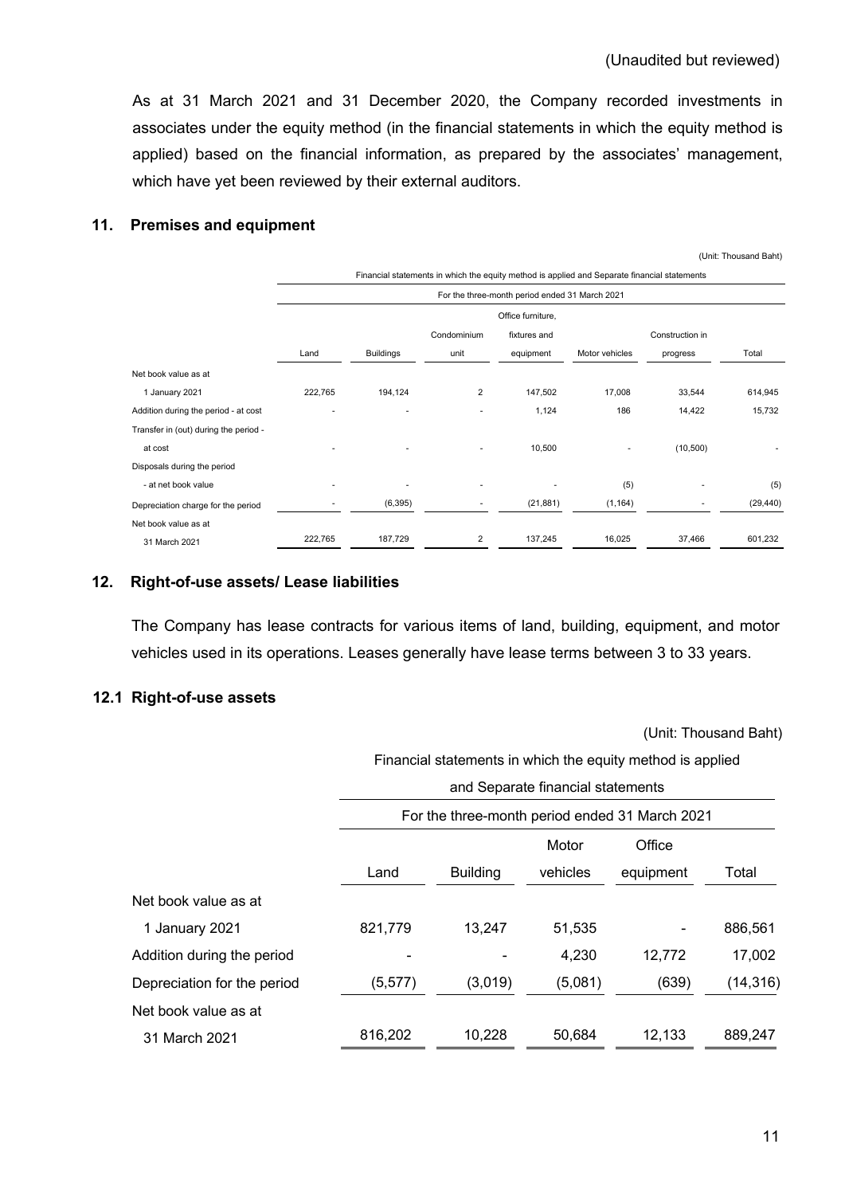(Unaudited but reviewed)

As at 31 March 2021 and 31 December 2020, the Company recorded investments in associates under the equity method (in the financial statements in which the equity method is applied) based on the financial information, as prepared by the associates' management, which have yet been reviewed by their external auditors.

## 11. Premises and equipment

(Unit: Thousand Baht)

| | Financial statements in which the equity method is applied and Separate financial statements | | | | | | |
|---|---|---|---|---|---|---|---|
| | For the three-month period ended 31 March 2021 | | | | | | |
| | Land | Buildings | Condominium unit | Office furniture, fixtures and equipment | Motor vehicles | Construction in progress | Total |
| Net book value as at 1 January 2021 | 222,765 | 194,124 | 2 | 147,502 | 17,008 | 33,544 | 614,945 |
| Addition during the period - at cost | - | - | - | 1,124 | 186 | 14,422 | 15,732 |
| Transfer in (out) during the period - at cost | - | - | - | 10,500 | - | (10,500) | - |
| Disposals during the period - at net book value | - | - | - | - | (5) | - | (5) |
| Depreciation charge for the period | - | (6,395) | - | (21,881) | (1,164) | - | (29,440) |
| Net book value as at 31 March 2021 | 222,765 | 187,729 | 2 | 137,245 | 16,025 | 37,466 | 601,232 |

## 12. Right-of-use assets/ Lease liabilities

The Company has lease contracts for various items of land, building, equipment, and motor vehicles used in its operations. Leases generally have lease terms between 3 to 33 years.

### 12.1 Right-of-use assets

(Unit: Thousand Baht)

| | Financial statements in which the equity method is applied and Separate financial statements | | | | |
|---|---|---|---|---|---|
| | For the three-month period ended 31 March 2021 | | | | |
| | Land | Building | Motor vehicles | Office equipment | Total |
| Net book value as at 1 January 2021 | 821,779 | 13,247 | 51,535 | - | 886,561 |
| Addition during the period | - | - | 4,230 | 12,772 | 17,002 |
| Depreciation for the period | (5,577) | (3,019) | (5,081) | (639) | (14,316) |
| Net book value as at 31 March 2021 | 816,202 | 10,228 | 50,684 | 12,133 | 889,247 |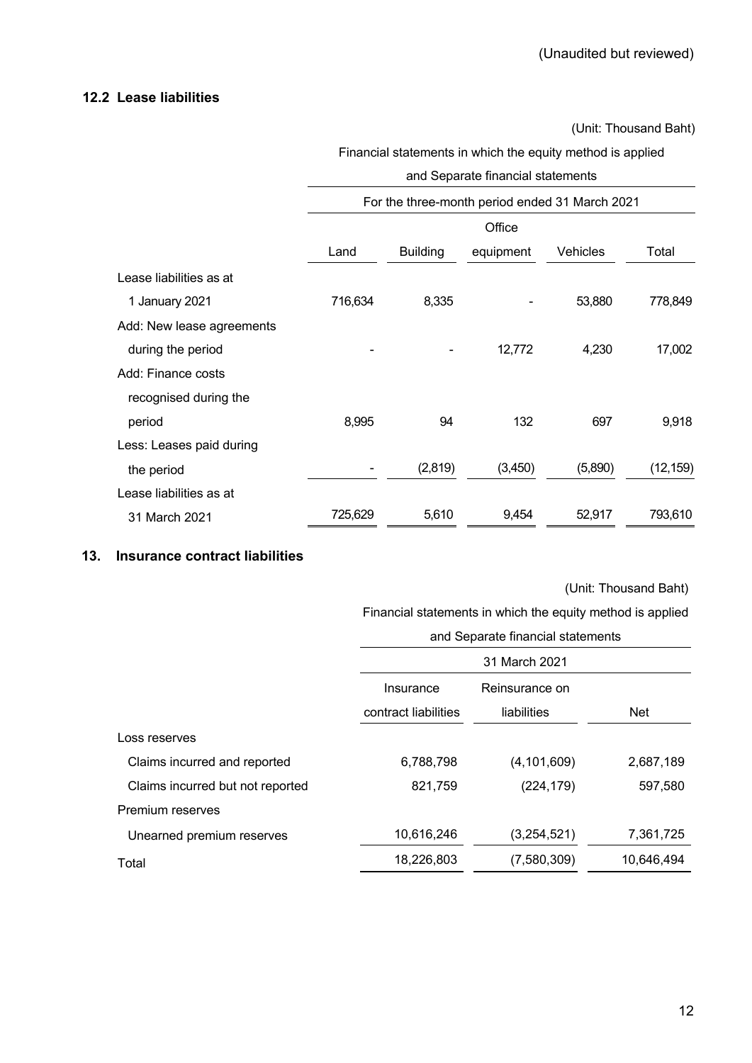(Unaudited but reviewed)

### 12.2 Lease liabilities

(Unit: Thousand Baht)

| | Financial statements in which the equity method is applied and Separate financial statements | | | | |
|---|---|---|---|---|---|
| | For the three-month period ended 31 March 2021 | | | | |
| | Land | Building | Office equipment | Vehicles | Total |
| Lease liabilities as at 1 January 2021 | 716,634 | 8,335 | - | 53,880 | 778,849 |
| Add: New lease agreements during the period | - | - | 12,772 | 4,230 | 17,002 |
| Add: Finance costs recognised during the period | 8,995 | 94 | 132 | 697 | 9,918 |
| Less: Leases paid during the period | - | (2,819) | (3,450) | (5,890) | (12,159) |
| Lease liabilities as at 31 March 2021 | 725,629 | 5,610 | 9,454 | 52,917 | 793,610 |

## 13. Insurance contract liabilities

(Unit: Thousand Baht)

| | Financial statements in which the equity method is applied and Separate financial statements | | |
|---|---|---|---|
| | 31 March 2021 | | |
| | Insurance contract liabilities | Reinsurance on liabilities | Net |
| Loss reserves | | | |
| Claims incurred and reported | 6,788,798 | (4,101,609) | 2,687,189 |
| Claims incurred but not reported | 821,759 | (224,179) | 597,580 |
| Premium reserves | | | |
| Unearned premium reserves | 10,616,246 | (3,254,521) | 7,361,725 |
| Total | 18,226,803 | (7,580,309) | 10,646,494 |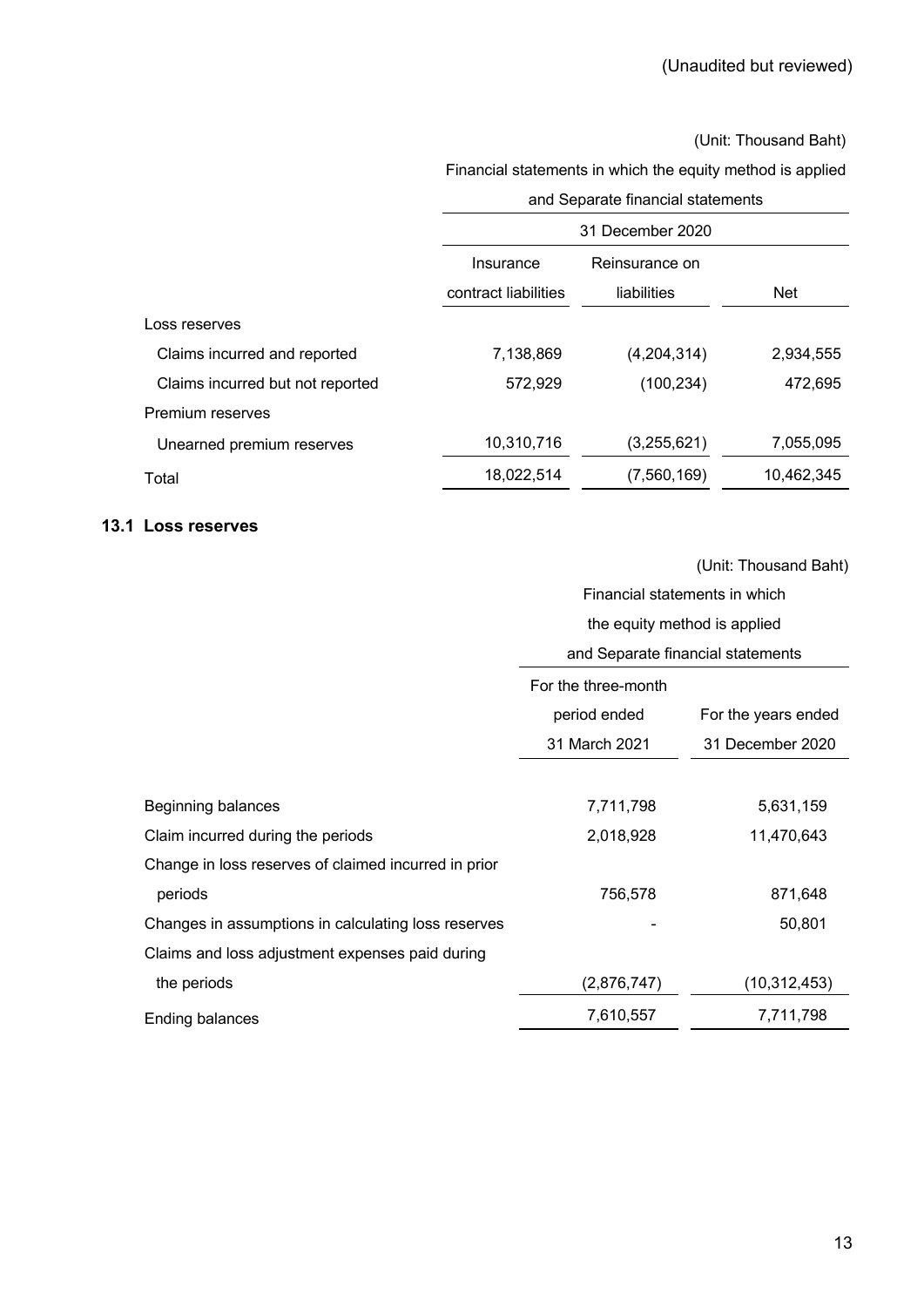(Unaudited but reviewed)

(Unit: Thousand Baht)

| | Financial statements in which the equity method is applied and Separate financial statements | | |
|---|---|---|---|
| | 31 December 2020 | | |
| | Insurance contract liabilities | Reinsurance on liabilities | Net |
| Loss reserves | | | |
| Claims incurred and reported | 7,138,869 | (4,204,314) | 2,934,555 |
| Claims incurred but not reported | 572,929 | (100,234) | 472,695 |
| Premium reserves | | | |
| Unearned premium reserves | 10,310,716 | (3,255,621) | 7,055,095 |
| Total | 18,022,514 | (7,560,169) | 10,462,345 |

### 13.1 Loss reserves

(Unit: Thousand Baht)

| | Financial statements in which the equity method is applied and Separate financial statements | |
|---|---|---|
| | For the three-month period ended 31 March 2021 | For the years ended 31 December 2020 |
| Beginning balances | 7,711,798 | 5,631,159 |
| Claim incurred during the periods | 2,018,928 | 11,470,643 |
| Change in loss reserves of claimed incurred in prior periods | 756,578 | 871,648 |
| Changes in assumptions in calculating loss reserves | - | 50,801 |
| Claims and loss adjustment expenses paid during the periods | (2,876,747) | (10,312,453) |
| Ending balances | 7,610,557 | 7,711,798 |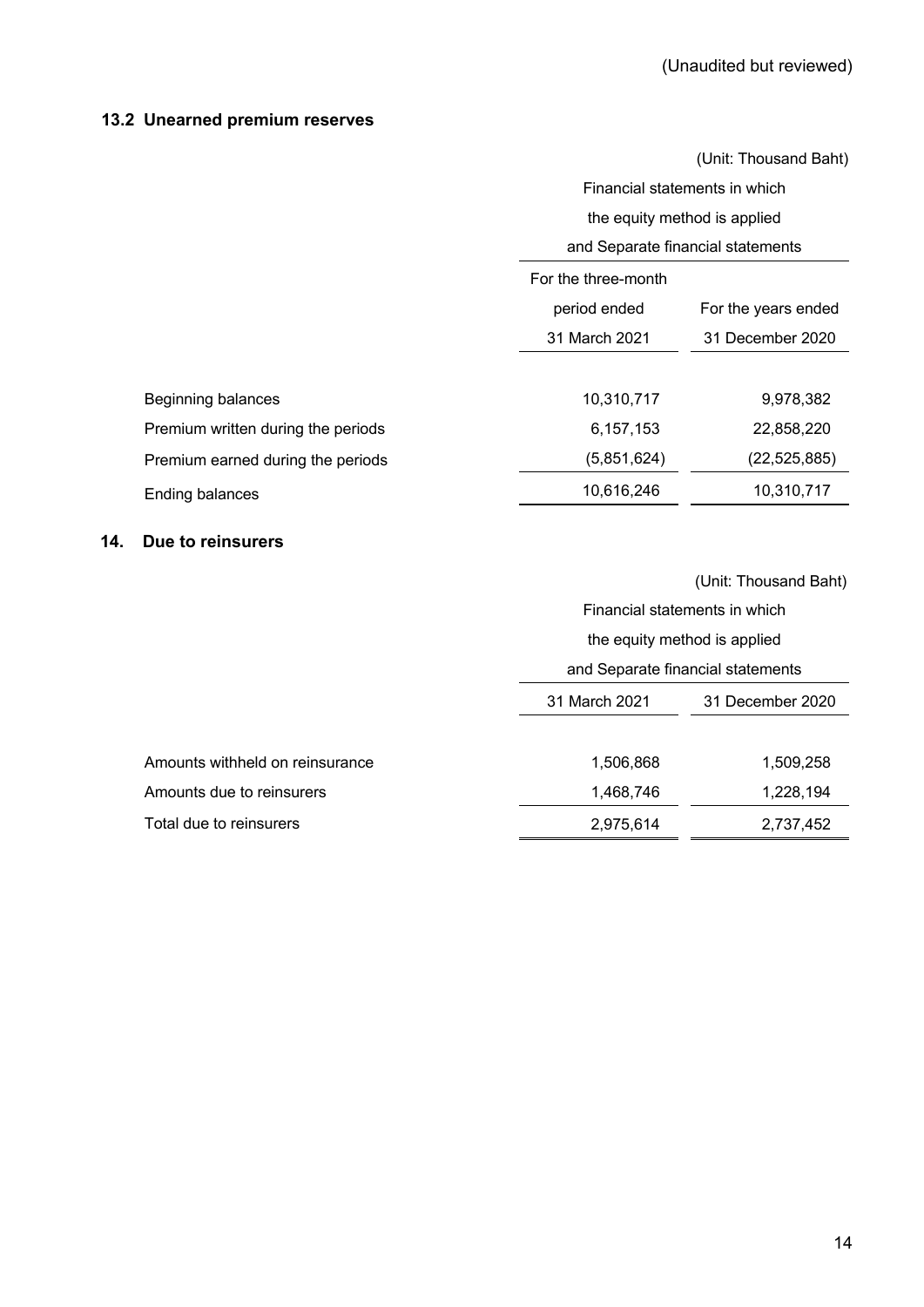(Unaudited but reviewed)

### 13.2 Unearned premium reserves

(Unit: Thousand Baht)

| | Financial statements in which the equity method is applied and Separate financial statements | |
|---|---|---|
| | For the three-month period ended 31 March 2021 | For the years ended 31 December 2020 |
| Beginning balances | 10,310,717 | 9,978,382 |
| Premium written during the periods | 6,157,153 | 22,858,220 |
| Premium earned during the periods | (5,851,624) | (22,525,885) |
| Ending balances | 10,616,246 | 10,310,717 |

## 14. Due to reinsurers

(Unit: Thousand Baht)

| | Financial statements in which the equity method is applied and Separate financial statements | |
|---|---|---|
| | 31 March 2021 | 31 December 2020 |
| Amounts withheld on reinsurance | 1,506,868 | 1,509,258 |
| Amounts due to reinsurers | 1,468,746 | 1,228,194 |
| Total due to reinsurers | 2,975,614 | 2,737,452 |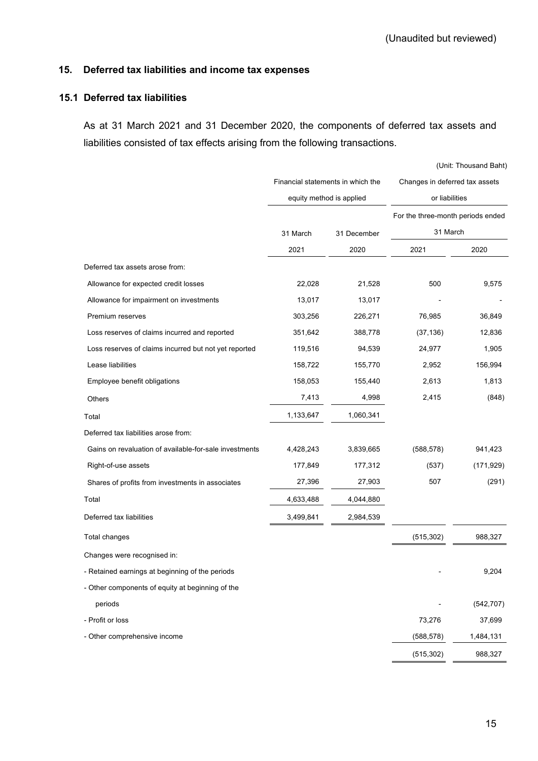(Unaudited but reviewed)

## 15. Deferred tax liabilities and income tax expenses

### 15.1 Deferred tax liabilities

As at 31 March 2021 and 31 December 2020, the components of deferred tax assets and liabilities consisted of tax effects arising from the following transactions.

(Unit: Thousand Baht)

| | Financial statements in which the equity method is applied | | Changes in deferred tax assets or liabilities | |
|---|---|---|---|---|
| | | | For the three-month periods ended 31 March | |
| | 31 March 2021 | 31 December 2020 | 2021 | 2020 |
| Deferred tax assets arose from: | | | | |
| Allowance for expected credit losses | 22,028 | 21,528 | 500 | 9,575 |
| Allowance for impairment on investments | 13,017 | 13,017 | - | - |
| Premium reserves | 303,256 | 226,271 | 76,985 | 36,849 |
| Loss reserves of claims incurred and reported | 351,642 | 388,778 | (37,136) | 12,836 |
| Loss reserves of claims incurred but not yet reported | 119,516 | 94,539 | 24,977 | 1,905 |
| Lease liabilities | 158,722 | 155,770 | 2,952 | 156,994 |
| Employee benefit obligations | 158,053 | 155,440 | 2,613 | 1,813 |
| Others | 7,413 | 4,998 | 2,415 | (848) |
| Total | 1,133,647 | 1,060,341 | | |
| Deferred tax liabilities arose from: | | | | |
| Gains on revaluation of available-for-sale investments | 4,428,243 | 3,839,665 | (588,578) | 941,423 |
| Right-of-use assets | 177,849 | 177,312 | (537) | (171,929) |
| Shares of profits from investments in associates | 27,396 | 27,903 | 507 | (291) |
| Total | 4,633,488 | 4,044,880 | | |
| Deferred tax liabilities | 3,499,841 | 2,984,539 | | |
| Total changes | | | (515,302) | 988,327 |
| Changes were recognised in: | | | | |
| - Retained earnings at beginning of the periods | | | - | 9,204 |
| - Other components of equity at beginning of the periods | | | - | (542,707) |
| - Profit or loss | | | 73,276 | 37,699 |
| - Other comprehensive income | | | (588,578) | 1,484,131 |
| | | | (515,302) | 988,327 |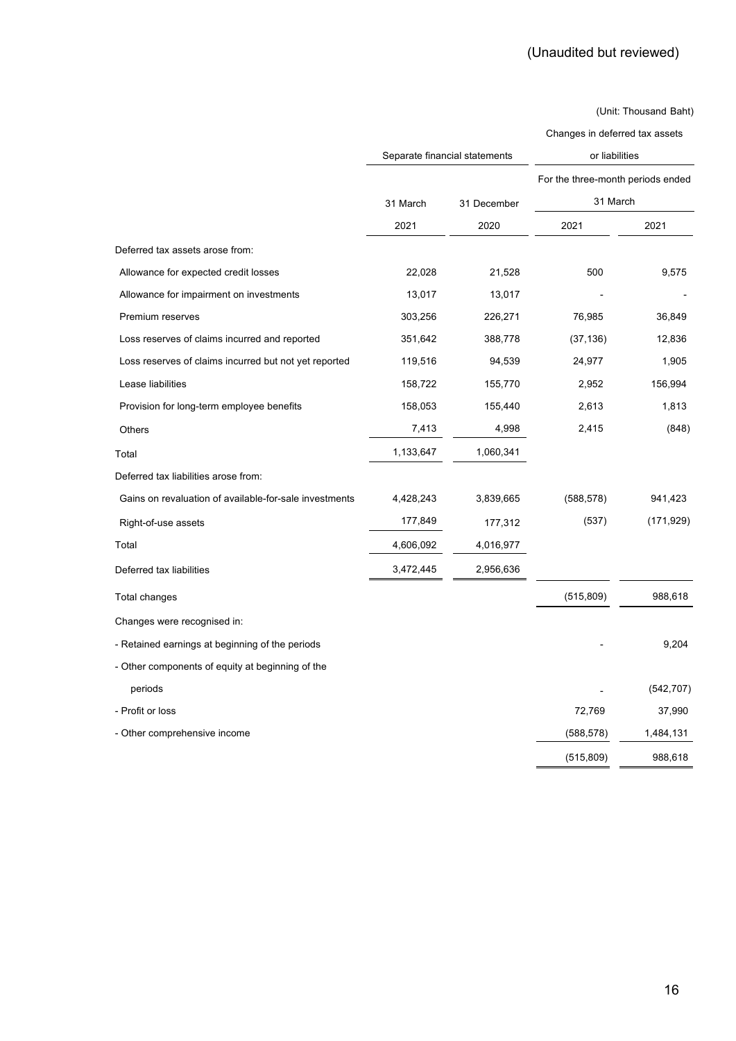(Unaudited but reviewed)

(Unit: Thousand Baht)

| | Separate financial statements | | Changes in deferred tax assets or liabilities | |
|---|---|---|---|---|
| | | | For the three-month periods ended 31 March | |
| | 31 March 2021 | 31 December 2020 | 2021 | 2021 |
| Deferred tax assets arose from: | | | | |
| Allowance for expected credit losses | 22,028 | 21,528 | 500 | 9,575 |
| Allowance for impairment on investments | 13,017 | 13,017 | - | - |
| Premium reserves | 303,256 | 226,271 | 76,985 | 36,849 |
| Loss reserves of claims incurred and reported | 351,642 | 388,778 | (37,136) | 12,836 |
| Loss reserves of claims incurred but not yet reported | 119,516 | 94,539 | 24,977 | 1,905 |
| Lease liabilities | 158,722 | 155,770 | 2,952 | 156,994 |
| Provision for long-term employee benefits | 158,053 | 155,440 | 2,613 | 1,813 |
| Others | 7,413 | 4,998 | 2,415 | (848) |
| Total | 1,133,647 | 1,060,341 | | |
| Deferred tax liabilities arose from: | | | | |
| Gains on revaluation of available-for-sale investments | 4,428,243 | 3,839,665 | (588,578) | 941,423 |
| Right-of-use assets | 177,849 | 177,312 | (537) | (171,929) |
| Total | 4,606,092 | 4,016,977 | | |
| Deferred tax liabilities | 3,472,445 | 2,956,636 | | |
| Total changes | | | (515,809) | 988,618 |
| Changes were recognised in: | | | | |
| - Retained earnings at beginning of the periods | | | - | 9,204 |
| - Other components of equity at beginning of the periods | | | - | (542,707) |
| - Profit or loss | | | 72,769 | 37,990 |
| - Other comprehensive income | | | (588,578) | 1,484,131 |
| | | | (515,809) | 988,618 |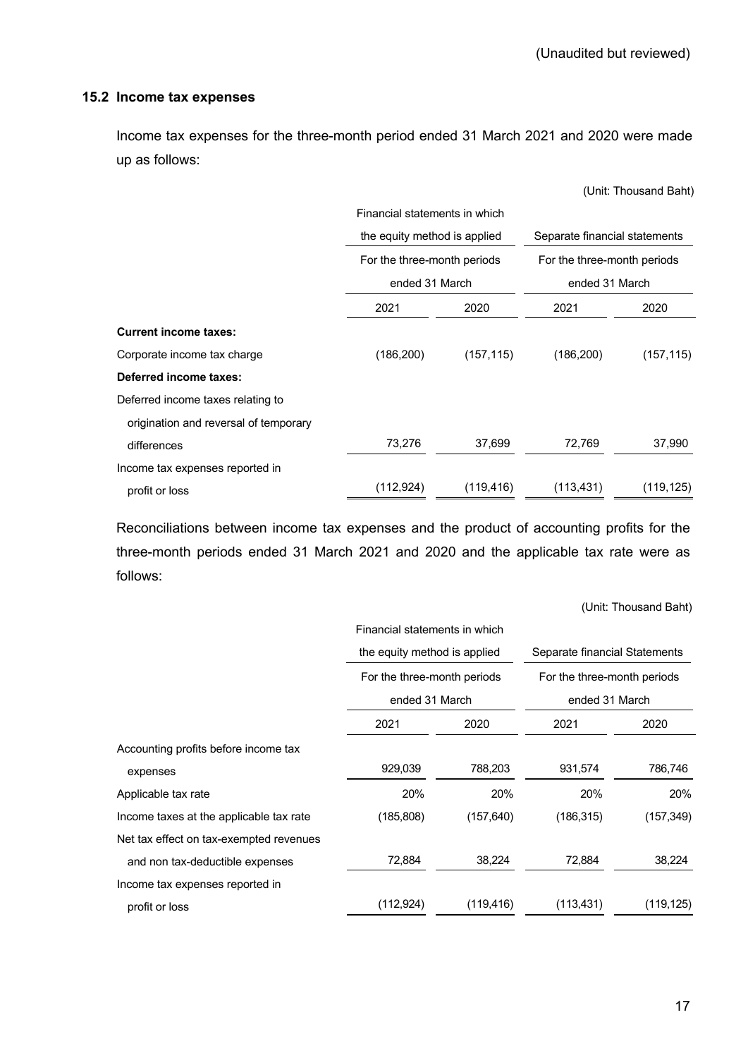(Unaudited but reviewed)

### 15.2 Income tax expenses

Income tax expenses for the three-month period ended 31 March 2021 and 2020 were made up as follows:

(Unit: Thousand Baht)

| | Financial statements in which the equity method is applied | | Separate financial statements | |
|---|---|---|---|---|
| | For the three-month periods ended 31 March | | For the three-month periods ended 31 March | |
| | 2021 | 2020 | 2021 | 2020 |
| **Current income taxes:** | | | | |
| Corporate income tax charge | (186,200) | (157,115) | (186,200) | (157,115) |
| **Deferred income taxes:** | | | | |
| Deferred income taxes relating to origination and reversal of temporary differences | 73,276 | 37,699 | 72,769 | 37,990 |
| Income tax expenses reported in profit or loss | (112,924) | (119,416) | (113,431) | (119,125) |

Reconciliations between income tax expenses and the product of accounting profits for the three-month periods ended 31 March 2021 and 2020 and the applicable tax rate were as follows:

(Unit: Thousand Baht)

| | Financial statements in which the equity method is applied | | Separate financial Statements | |
|---|---|---|---|---|
| | For the three-month periods ended 31 March | | For the three-month periods ended 31 March | |
| | 2021 | 2020 | 2021 | 2020 |
| Accounting profits before income tax expenses | 929,039 | 788,203 | 931,574 | 786,746 |
| Applicable tax rate | 20% | 20% | 20% | 20% |
| Income taxes at the applicable tax rate | (185,808) | (157,640) | (186,315) | (157,349) |
| Net tax effect on tax-exempted revenues and non tax-deductible expenses | 72,884 | 38,224 | 72,884 | 38,224 |
| Income tax expenses reported in profit or loss | (112,924) | (119,416) | (113,431) | (119,125) |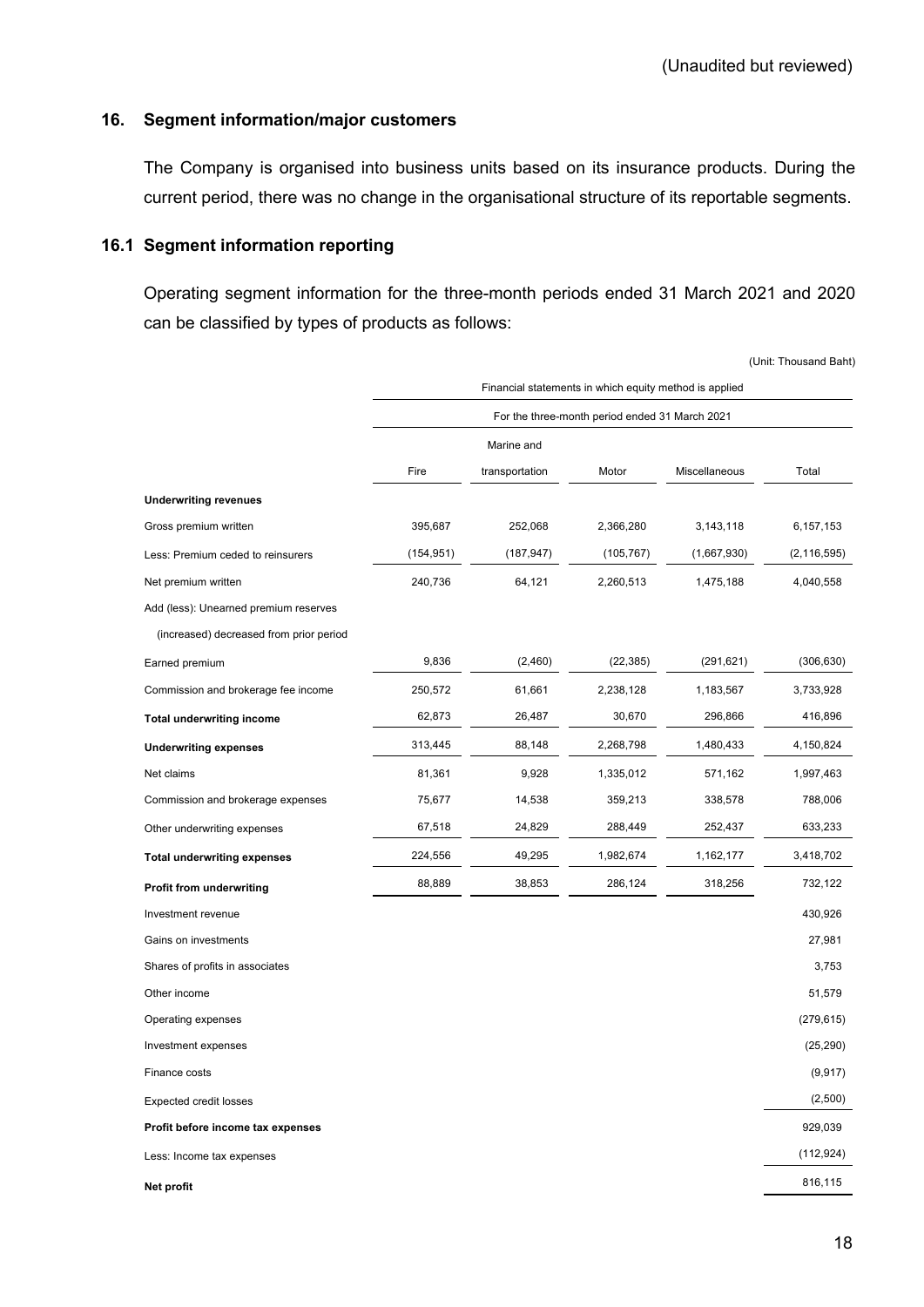(Unaudited but reviewed)

## 16. Segment information/major customers

The Company is organised into business units based on its insurance products. During the current period, there was no change in the organisational structure of its reportable segments.

### 16.1 Segment information reporting

Operating segment information for the three-month periods ended 31 March 2021 and 2020 can be classified by types of products as follows:

(Unit: Thousand Baht)

| | Financial statements in which equity method is applied | | | | |
|---|---|---|---|---|---|
| | For the three-month period ended 31 March 2021 | | | | |
| | Fire | Marine and transportation | Motor | Miscellaneous | Total |
| **Underwriting revenues** | | | | | |
| Gross premium written | 395,687 | 252,068 | 2,366,280 | 3,143,118 | 6,157,153 |
| Less: Premium ceded to reinsurers | (154,951) | (187,947) | (105,767) | (1,667,930) | (2,116,595) |
| Net premium written | 240,736 | 64,121 | 2,260,513 | 1,475,188 | 4,040,558 |
| Add (less): Unearned premium reserves (increased) decreased from prior period | 9,836 | (2,460) | (22,385) | (291,621) | (306,630) |
| Earned premium | 250,572 | 61,661 | 2,238,128 | 1,183,567 | 3,733,928 |
| Commission and brokerage fee income | 62,873 | 26,487 | 30,670 | 296,866 | 416,896 |
| **Total underwriting income** | 313,445 | 88,148 | 2,268,798 | 1,480,433 | 4,150,824 |
| **Underwriting expenses** | | | | | |
| Net claims | 81,361 | 9,928 | 1,335,012 | 571,162 | 1,997,463 |
| Commission and brokerage expenses | 75,677 | 14,538 | 359,213 | 338,578 | 788,006 |
| Other underwriting expenses | 67,518 | 24,829 | 288,449 | 252,437 | 633,233 |
| **Total underwriting expenses** | 224,556 | 49,295 | 1,982,674 | 1,162,177 | 3,418,702 |
| **Profit from underwriting** | 88,889 | 38,853 | 286,124 | 318,256 | 732,122 |
| Investment revenue | | | | | 430,926 |
| Gains on investments | | | | | 27,981 |
| Shares of profits in associates | | | | | 3,753 |
| Other income | | | | | 51,579 |
| Operating expenses | | | | | (279,615) |
| Investment expenses | | | | | (25,290) |
| Finance costs | | | | | (9,917) |
| Expected credit losses | | | | | (2,500) |
| **Profit before income tax expenses** | | | | | 929,039 |
| Less: Income tax expenses | | | | | (112,924) |
| **Net profit** | | | | | 816,115 |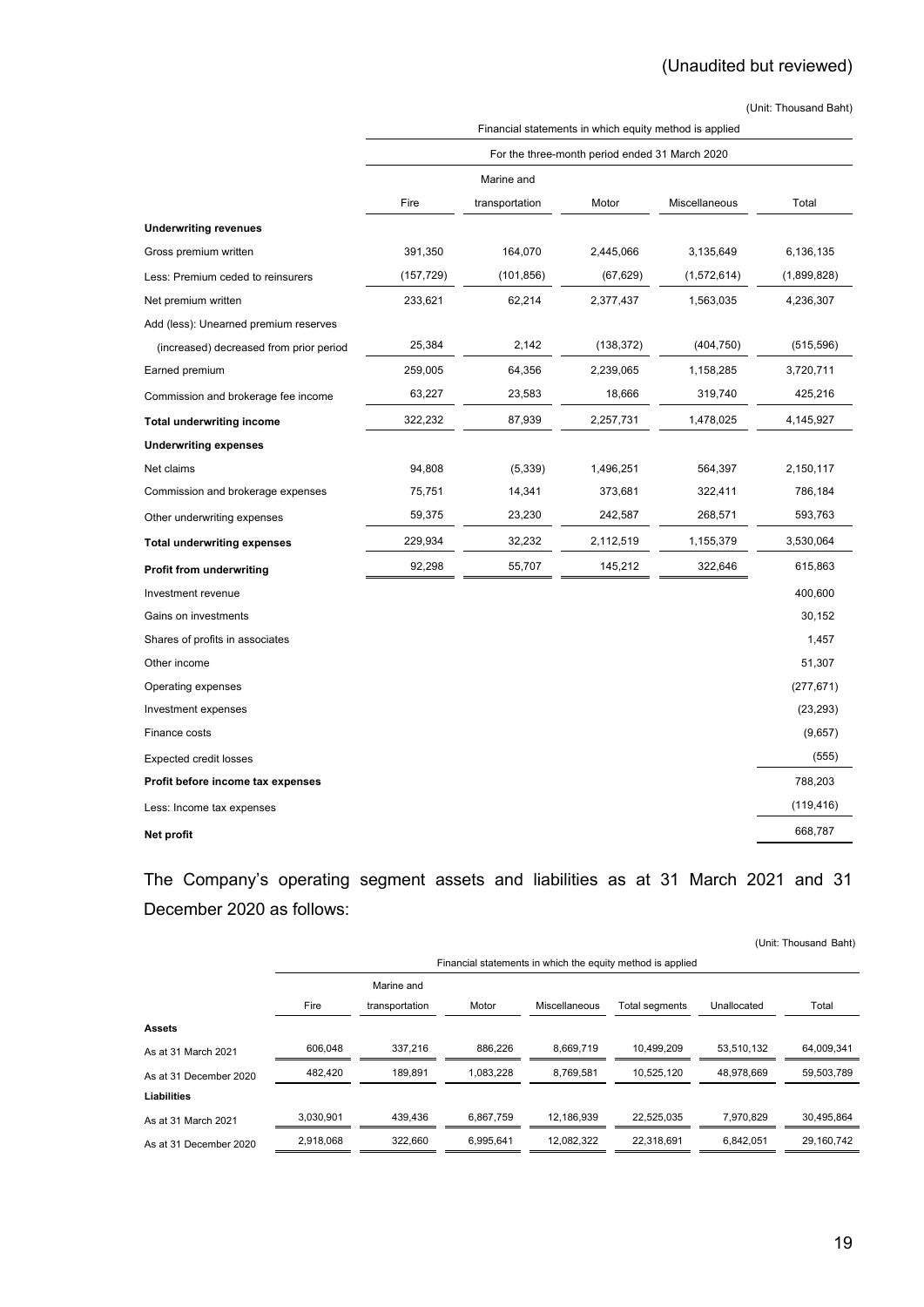(Unaudited but reviewed)

(Unit: Thousand Baht)

| | Financial statements in which equity method is applied | | | | |
|---|---|---|---|---|---|
| | For the three-month period ended 31 March 2020 | | | | |
| | Fire | Marine and transportation | Motor | Miscellaneous | Total |
| **Underwriting revenues** | | | | | |
| Gross premium written | 391,350 | 164,070 | 2,445,066 | 3,135,649 | 6,136,135 |
| Less: Premium ceded to reinsurers | (157,729) | (101,856) | (67,629) | (1,572,614) | (1,899,828) |
| Net premium written | 233,621 | 62,214 | 2,377,437 | 1,563,035 | 4,236,307 |
| Add (less): Unearned premium reserves | | | | | |
| (increased) decreased from prior period | 25,384 | 2,142 | (138,372) | (404,750) | (515,596) |
| Earned premium | 259,005 | 64,356 | 2,239,065 | 1,158,285 | 3,720,711 |
| Commission and brokerage fee income | 63,227 | 23,583 | 18,666 | 319,740 | 425,216 |
| **Total underwriting income** | 322,232 | 87,939 | 2,257,731 | 1,478,025 | 4,145,927 |
| **Underwriting expenses** | | | | | |
| Net claims | 94,808 | (5,339) | 1,496,251 | 564,397 | 2,150,117 |
| Commission and brokerage expenses | 75,751 | 14,341 | 373,681 | 322,411 | 786,184 |
| Other underwriting expenses | 59,375 | 23,230 | 242,587 | 268,571 | 593,763 |
| **Total underwriting expenses** | 229,934 | 32,232 | 2,112,519 | 1,155,379 | 3,530,064 |
| **Profit from underwriting** | 92,298 | 55,707 | 145,212 | 322,646 | 615,863 |
| Investment revenue | | | | | 400,600 |
| Gains on investments | | | | | 30,152 |
| Shares of profits in associates | | | | | 1,457 |
| Other income | | | | | 51,307 |
| Operating expenses | | | | | (277,671) |
| Investment expenses | | | | | (23,293) |
| Finance costs | | | | | (9,657) |
| Expected credit losses | | | | | (555) |
| **Profit before income tax expenses** | | | | | 788,203 |
| Less: Income tax expenses | | | | | (119,416) |
| **Net profit** | | | | | 668,787 |

The Company's operating segment assets and liabilities as at 31 March 2021 and 31 December 2020 as follows:

(Unit: Thousand Baht)

| | Financial statements in which the equity method is applied | | | | | | |
|---|---|---|---|---|---|---|---|
| | Fire | Marine and transportation | Motor | Miscellaneous | Total segments | Unallocated | Total |
| **Assets** | | | | | | | |
| As at 31 March 2021 | 606,048 | 337,216 | 886,226 | 8,669,719 | 10,499,209 | 53,510,132 | 64,009,341 |
| As at 31 December 2020 | 482,420 | 189,891 | 1,083,228 | 8,769,581 | 10,525,120 | 48,978,669 | 59,503,789 |
| **Liabilities** | | | | | | | |
| As at 31 March 2021 | 3,030,901 | 439,436 | 6,867,759 | 12,186,939 | 22,525,035 | 7,970,829 | 30,495,864 |
| As at 31 December 2020 | 2,918,068 | 322,660 | 6,995,641 | 12,082,322 | 22,318,691 | 6,842,051 | 29,160,742 |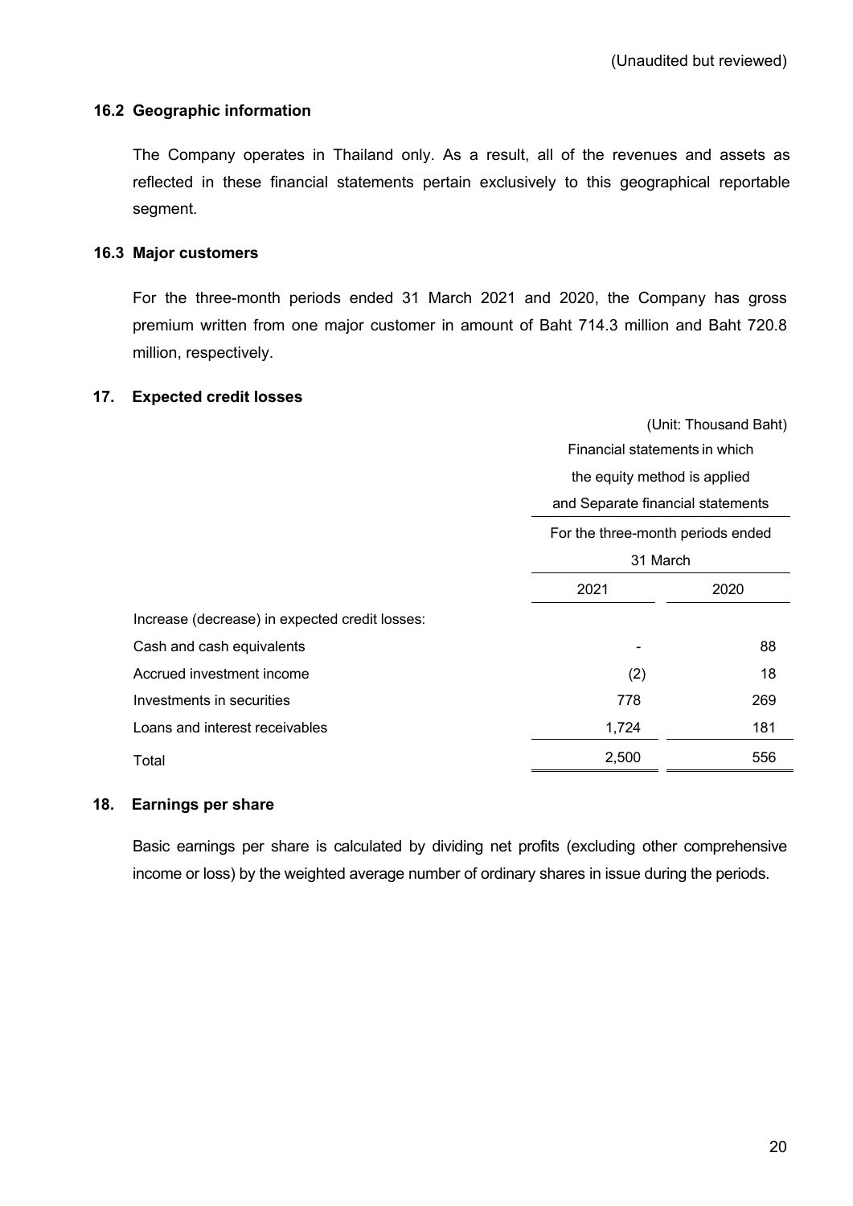(Unaudited but reviewed)

### 16.2 Geographic information

The Company operates in Thailand only. As a result, all of the revenues and assets as reflected in these financial statements pertain exclusively to this geographical reportable segment.

### 16.3 Major customers

For the three-month periods ended 31 March 2021 and 2020, the Company has gross premium written from one major customer in amount of Baht 714.3 million and Baht 720.8 million, respectively.

## 17. Expected credit losses

(Unit: Thousand Baht)

| | Financial statements in which the equity method is applied and Separate financial statements | |
|---|---|---|
| | For the three-month periods ended 31 March | |
| | 2021 | 2020 |
| Increase (decrease) in expected credit losses: | | |
| Cash and cash equivalents | - | 88 |
| Accrued investment income | (2) | 18 |
| Investments in securities | 778 | 269 |
| Loans and interest receivables | 1,724 | 181 |
| Total | 2,500 | 556 |

## 18. Earnings per share

Basic earnings per share is calculated by dividing net profits (excluding other comprehensive income or loss) by the weighted average number of ordinary shares in issue during the periods.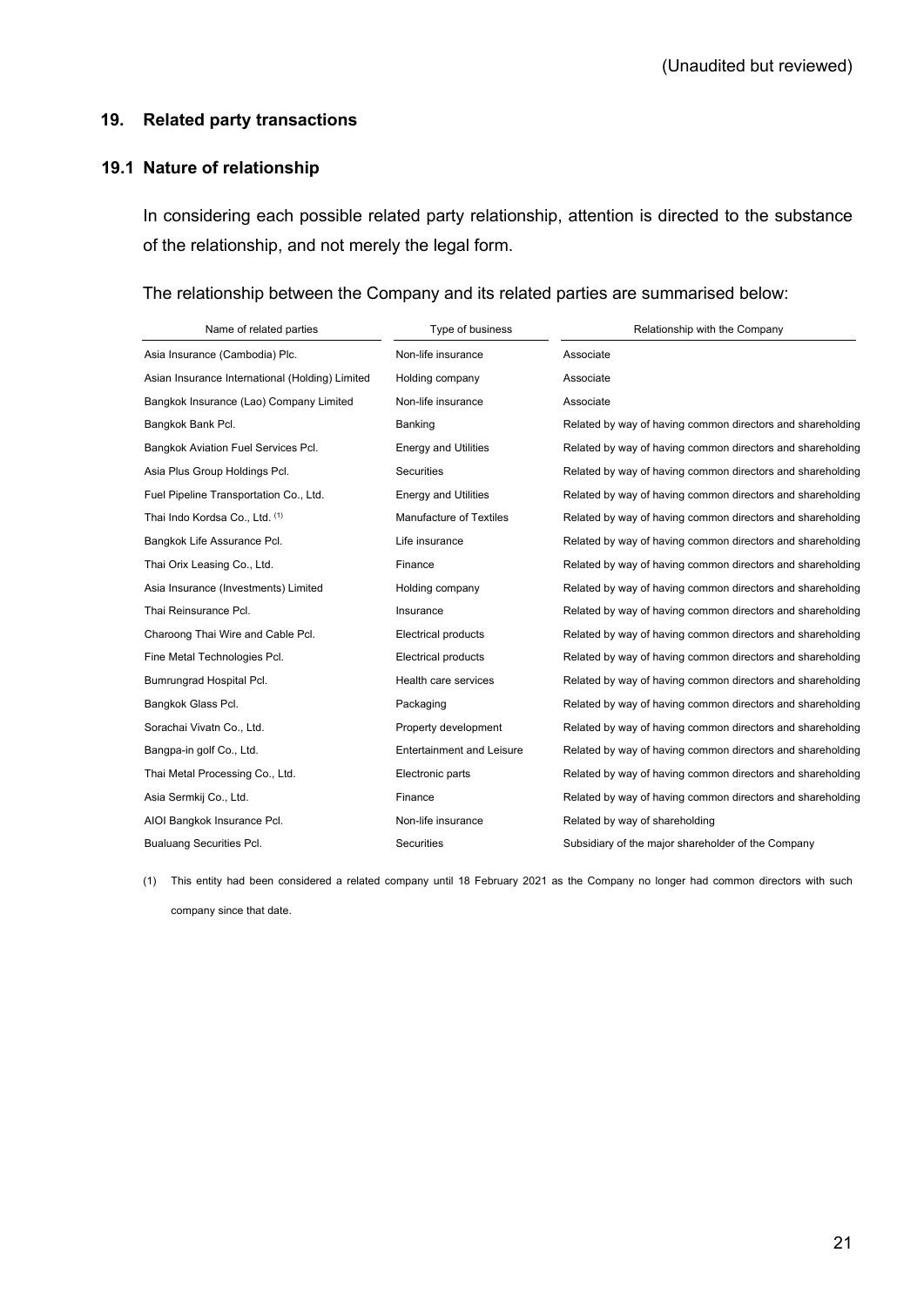(Unaudited but reviewed)

## 19. Related party transactions

### 19.1 Nature of relationship

In considering each possible related party relationship, attention is directed to the substance of the relationship, and not merely the legal form.

The relationship between the Company and its related parties are summarised below:

| Name of related parties | Type of business | Relationship with the Company |
|---|---|---|
| Asia Insurance (Cambodia) Plc. | Non-life insurance | Associate |
| Asian Insurance International (Holding) Limited | Holding company | Associate |
| Bangkok Insurance (Lao) Company Limited | Non-life insurance | Associate |
| Bangkok Bank Pcl. | Banking | Related by way of having common directors and shareholding |
| Bangkok Aviation Fuel Services Pcl. | Energy and Utilities | Related by way of having common directors and shareholding |
| Asia Plus Group Holdings Pcl. | Securities | Related by way of having common directors and shareholding |
| Fuel Pipeline Transportation Co., Ltd. | Energy and Utilities | Related by way of having common directors and shareholding |
| Thai Indo Kordsa Co., Ltd. (1) | Manufacture of Textiles | Related by way of having common directors and shareholding |
| Bangkok Life Assurance Pcl. | Life insurance | Related by way of having common directors and shareholding |
| Thai Orix Leasing Co., Ltd. | Finance | Related by way of having common directors and shareholding |
| Asia Insurance (Investments) Limited | Holding company | Related by way of having common directors and shareholding |
| Thai Reinsurance Pcl. | Insurance | Related by way of having common directors and shareholding |
| Charoong Thai Wire and Cable Pcl. | Electrical products | Related by way of having common directors and shareholding |
| Fine Metal Technologies Pcl. | Electrical products | Related by way of having common directors and shareholding |
| Bumrungrad Hospital Pcl. | Health care services | Related by way of having common directors and shareholding |
| Bangkok Glass Pcl. | Packaging | Related by way of having common directors and shareholding |
| Sorachai Vivatn Co., Ltd. | Property development | Related by way of having common directors and shareholding |
| Bangpa-in golf Co., Ltd. | Entertainment and Leisure | Related by way of having common directors and shareholding |
| Thai Metal Processing Co., Ltd. | Electronic parts | Related by way of having common directors and shareholding |
| Asia Sermkij Co., Ltd. | Finance | Related by way of having common directors and shareholding |
| AIOI Bangkok Insurance Pcl. | Non-life insurance | Related by way of shareholding |
| Bualuang Securities Pcl. | Securities | Subsidiary of the major shareholder of the Company |

(1) This entity had been considered a related company until 18 February 2021 as the Company no longer had common directors with such company since that date.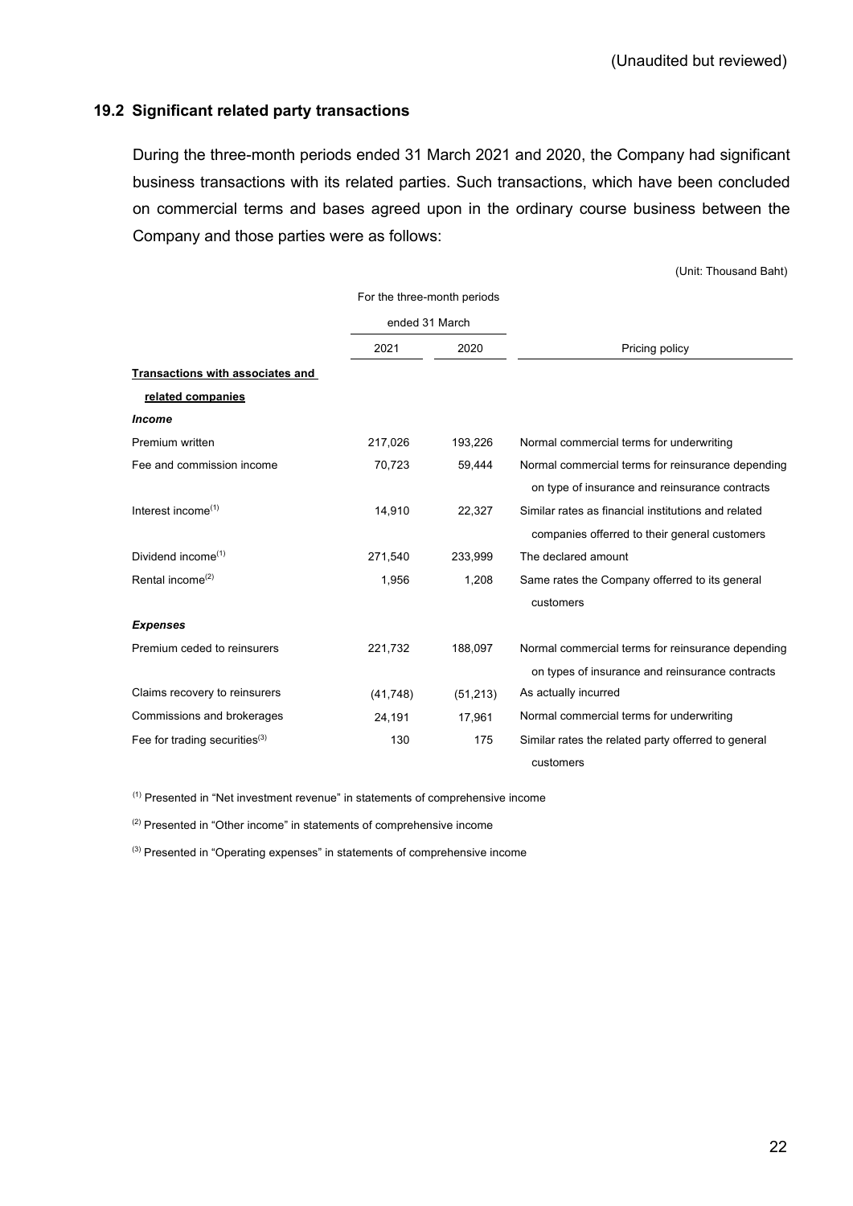(Unaudited but reviewed)

### 19.2 Significant related party transactions

During the three-month periods ended 31 March 2021 and 2020, the Company had significant business transactions with its related parties. Such transactions, which have been concluded on commercial terms and bases agreed upon in the ordinary course business between the Company and those parties were as follows:

(Unit: Thousand Baht)

| | For the three-month periods ended 31 March | | |
|---|---|---|---|
| | 2021 | 2020 | Pricing policy |
| **Transactions with associates and related companies** | | | |
| ***Income*** | | | |
| Premium written | 217,026 | 193,226 | Normal commercial terms for underwriting |
| Fee and commission income | 70,723 | 59,444 | Normal commercial terms for reinsurance depending on type of insurance and reinsurance contracts |
| Interest income[(1)] | 14,910 | 22,327 | Similar rates as financial institutions and related companies offerred to their general customers |
| Dividend income[(1)] | 271,540 | 233,999 | The declared amount |
| Rental income[(2)] | 1,956 | 1,208 | Same rates the Company offerred to its general customers |
| ***Expenses*** | | | |
| Premium ceded to reinsurers | 221,732 | 188,097 | Normal commercial terms for reinsurance depending on types of insurance and reinsurance contracts |
| Claims recovery to reinsurers | (41,748) | (51,213) | As actually incurred |
| Commissions and brokerages | 24,191 | 17,961 | Normal commercial terms for underwriting |
| Fee for trading securities[(3)] | 130 | 175 | Similar rates the related party offerred to general customers |

[(1)] Presented in "Net investment revenue" in statements of comprehensive income

[(2)] Presented in "Other income" in statements of comprehensive income

[(3)] Presented in "Operating expenses" in statements of comprehensive income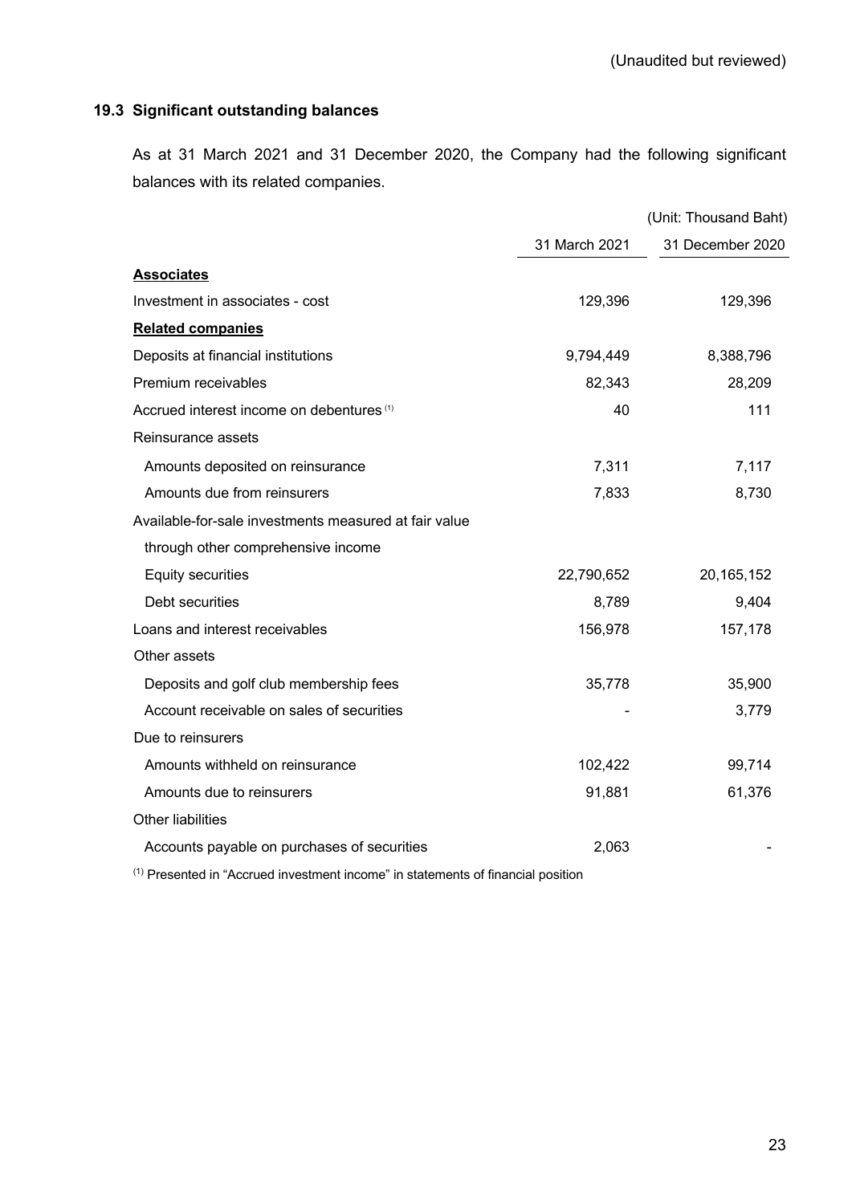(Unaudited but reviewed)

### 19.3 Significant outstanding balances

As at 31 March 2021 and 31 December 2020, the Company had the following significant balances with its related companies.

(Unit: Thousand Baht)

| | 31 March 2021 | 31 December 2020 |
|---|---|---|
| **Associates** | | |
| Investment in associates - cost | 129,396 | 129,396 |
| **Related companies** | | |
| Deposits at financial institutions | 9,794,449 | 8,388,796 |
| Premium receivables | 82,343 | 28,209 |
| Accrued interest income on debentures [1] | 40 | 111 |
| Reinsurance assets | | |
| Amounts deposited on reinsurance | 7,311 | 7,117 |
| Amounts due from reinsurers | 7,833 | 8,730 |
| Available-for-sale investments measured at fair value through other comprehensive income | | |
| Equity securities | 22,790,652 | 20,165,152 |
| Debt securities | 8,789 | 9,404 |
| Loans and interest receivables | 156,978 | 157,178 |
| Other assets | | |
| Deposits and golf club membership fees | 35,778 | 35,900 |
| Account receivable on sales of securities | - | 3,779 |
| Due to reinsurers | | |
| Amounts withheld on reinsurance | 102,422 | 99,714 |
| Amounts due to reinsurers | 91,881 | 61,376 |
| Other liabilities | | |
| Accounts payable on purchases of securities | 2,063 | - |

[1] Presented in "Accrued investment income" in statements of financial position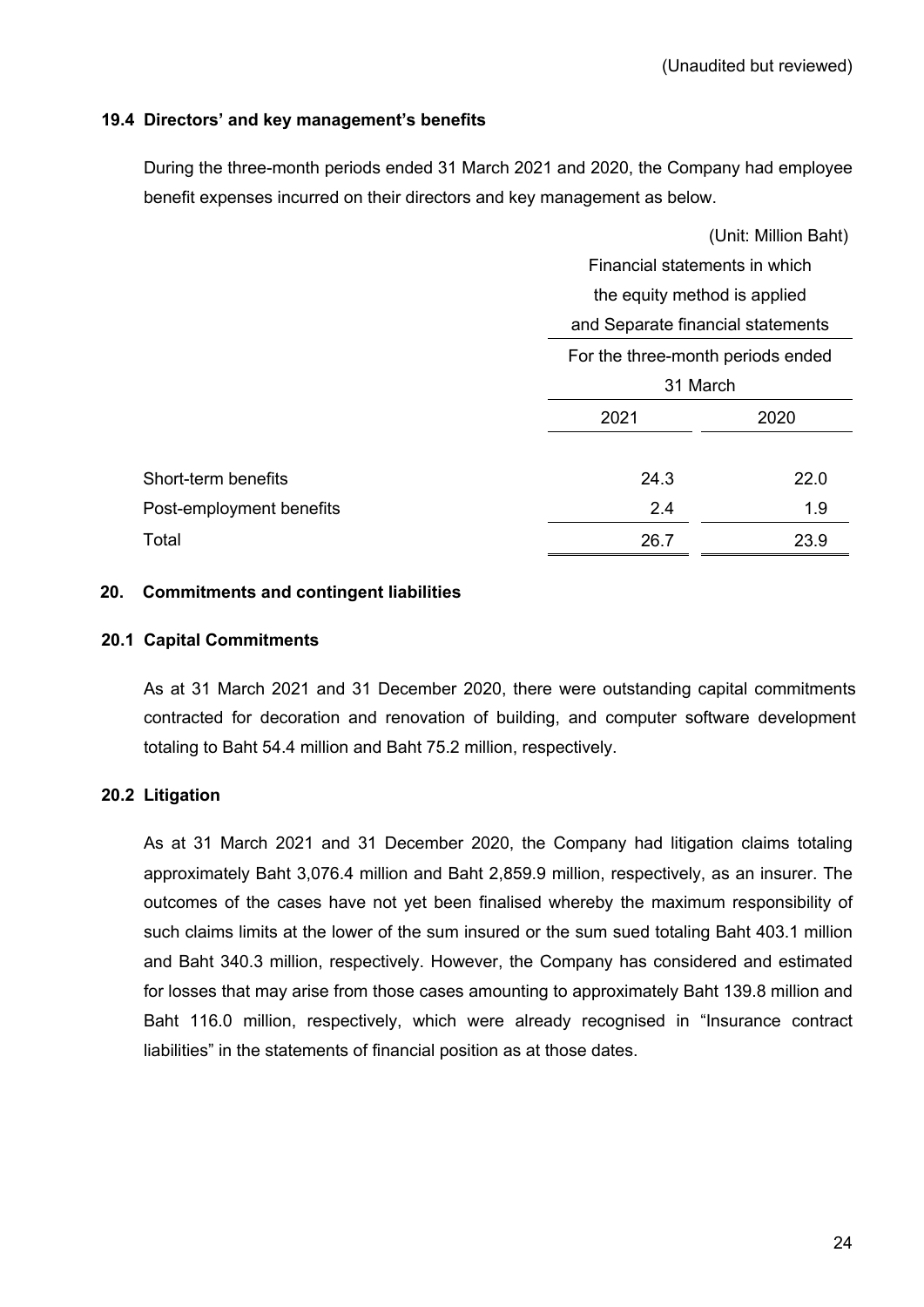(Unaudited but reviewed)

### 19.4 Directors' and key management's benefits

During the three-month periods ended 31 March 2021 and 2020, the Company had employee benefit expenses incurred on their directors and key management as below.

(Unit: Million Baht)

| | Financial statements in which the equity method is applied and Separate financial statements | |
|---|---|---|
| | For the three-month periods ended 31 March | |
| | 2021 | 2020 |
| Short-term benefits | 24.3 | 22.0 |
| Post-employment benefits | 2.4 | 1.9 |
| Total | 26.7 | 23.9 |

## 20. Commitments and contingent liabilities

### 20.1 Capital Commitments

As at 31 March 2021 and 31 December 2020, there were outstanding capital commitments contracted for decoration and renovation of building, and computer software development totaling to Baht 54.4 million and Baht 75.2 million, respectively.

### 20.2 Litigation

As at 31 March 2021 and 31 December 2020, the Company had litigation claims totaling approximately Baht 3,076.4 million and Baht 2,859.9 million, respectively, as an insurer. The outcomes of the cases have not yet been finalised whereby the maximum responsibility of such claims limits at the lower of the sum insured or the sum sued totaling Baht 403.1 million and Baht 340.3 million, respectively. However, the Company has considered and estimated for losses that may arise from those cases amounting to approximately Baht 139.8 million and Baht 116.0 million, respectively, which were already recognised in "Insurance contract liabilities" in the statements of financial position as at those dates.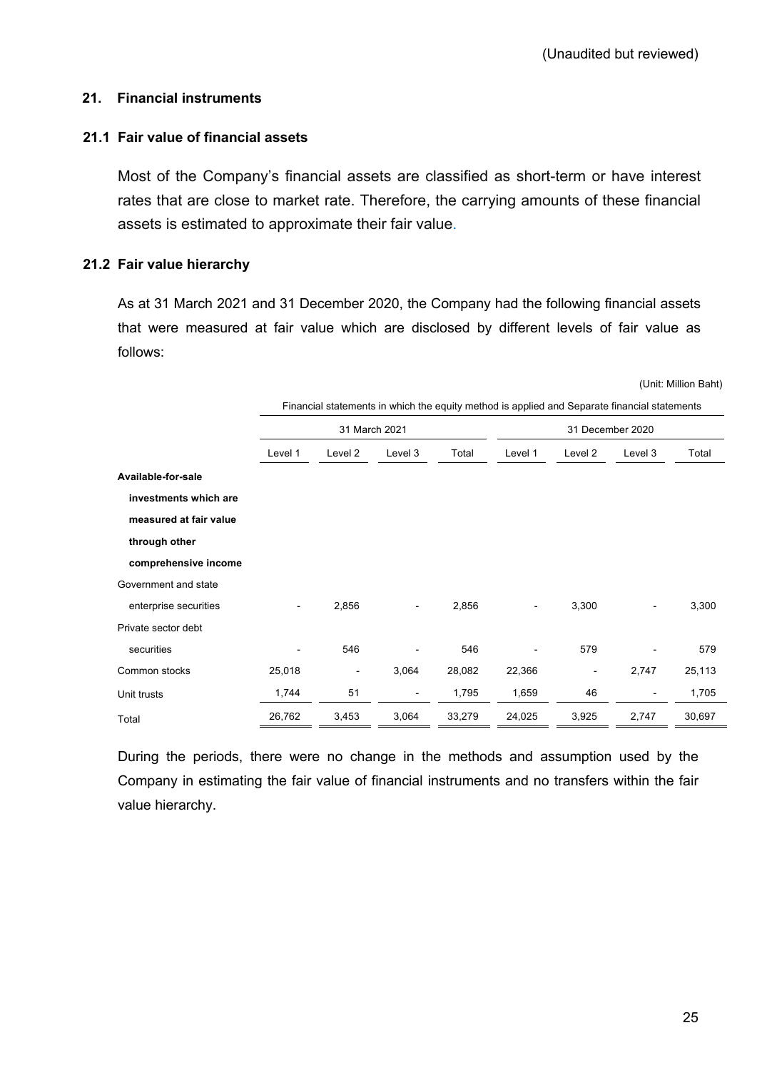(Unaudited but reviewed)

## 21. Financial instruments

### 21.1 Fair value of financial assets

Most of the Company's financial assets are classified as short-term or have interest rates that are close to market rate. Therefore, the carrying amounts of these financial assets is estimated to approximate their fair value.

### 21.2 Fair value hierarchy

As at 31 March 2021 and 31 December 2020, the Company had the following financial assets that were measured at fair value which are disclosed by different levels of fair value as follows:

(Unit: Million Baht)

| | Financial statements in which the equity method is applied and Separate financial statements | | | | | | | |
|---|---|---|---|---|---|---|---|---|
| | 31 March 2021 | | | | 31 December 2020 | | | |
| | Level 1 | Level 2 | Level 3 | Total | Level 1 | Level 2 | Level 3 | Total |
| **Available-for-sale investments which are measured at fair value through other comprehensive income** | | | | | | | | |
| Government and state enterprise securities | - | 2,856 | - | 2,856 | - | 3,300 | - | 3,300 |
| Private sector debt securities | - | 546 | - | 546 | - | 579 | - | 579 |
| Common stocks | 25,018 | - | 3,064 | 28,082 | 22,366 | - | 2,747 | 25,113 |
| Unit trusts | 1,744 | 51 | - | 1,795 | 1,659 | 46 | - | 1,705 |
| Total | 26,762 | 3,453 | 3,064 | 33,279 | 24,025 | 3,925 | 2,747 | 30,697 |

During the periods, there were no change in the methods and assumption used by the Company in estimating the fair value of financial instruments and no transfers within the fair value hierarchy.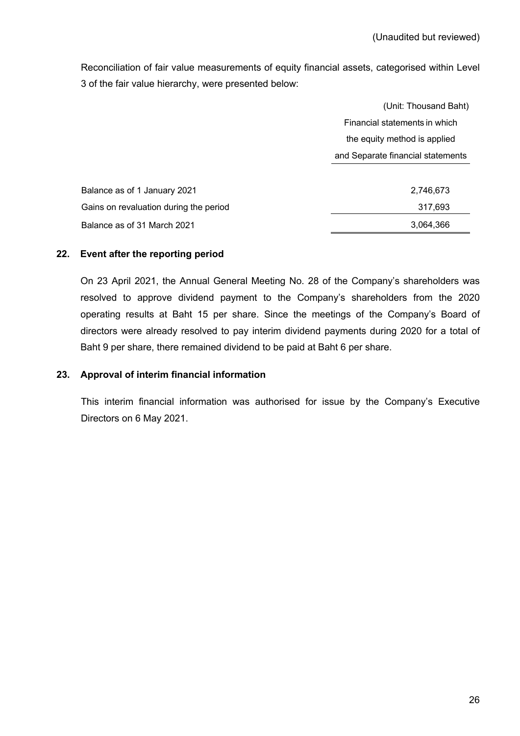(Unaudited but reviewed)

Reconciliation of fair value measurements of equity financial assets, categorised within Level 3 of the fair value hierarchy, were presented below:

(Unit: Thousand Baht)

| | Financial statements in which the equity method is applied and Separate financial statements |
|---|---|
| Balance as of 1 January 2021 | 2,746,673 |
| Gains on revaluation during the period | 317,693 |
| Balance as of 31 March 2021 | 3,064,366 |

## 22. Event after the reporting period

On 23 April 2021, the Annual General Meeting No. 28 of the Company's shareholders was resolved to approve dividend payment to the Company's shareholders from the 2020 operating results at Baht 15 per share. Since the meetings of the Company's Board of directors were already resolved to pay interim dividend payments during 2020 for a total of Baht 9 per share, there remained dividend to be paid at Baht 6 per share.

## 23. Approval of interim financial information

This interim financial information was authorised for issue by the Company's Executive Directors on 6 May 2021.